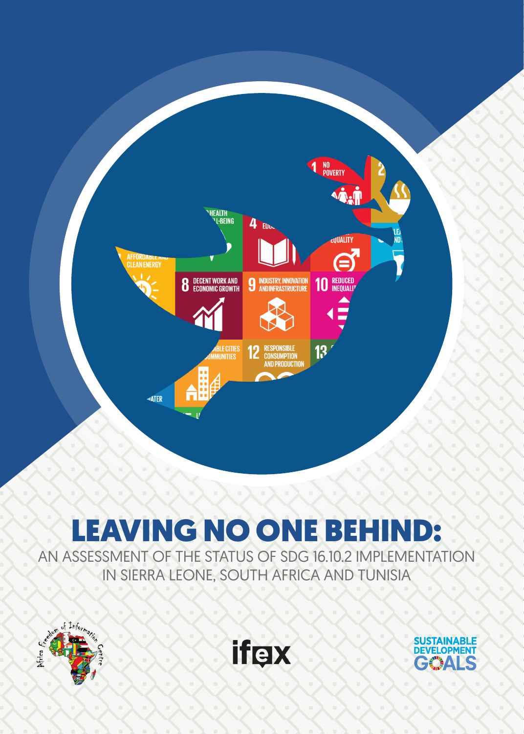# LEAVING NO ONE BEHIND:

AN ASSESSMENT OF THE STATUS OF SDG 16.10.2 IMPLEMENTATION IN SIERRA LEONE, SOUTH AFRICA AND TUNISIA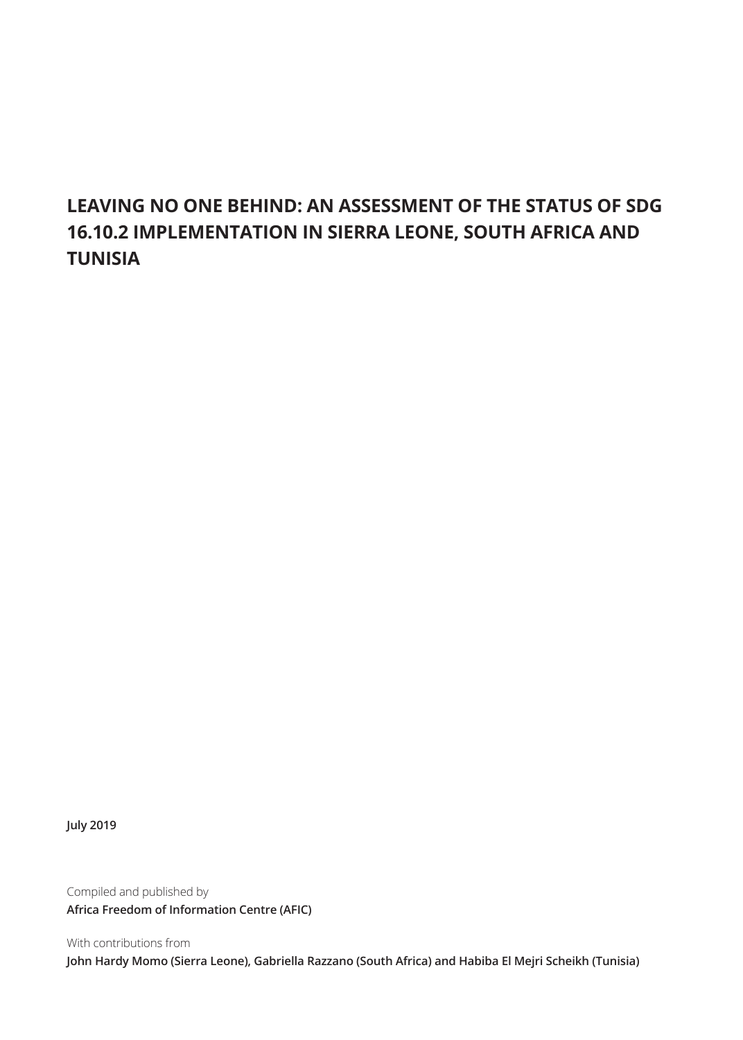# LEAVING NO ONE BEHIND: AN ASSESSMENT OF THE STATUS OF SDG 16.10.2 IMPLEMENTATION IN SIERRA LEONE, SOUTH AFRICA AND TUNISIA

**July 2019**

Compiled and published by

**Africa Freedom of Information Centre (AFIC)**

With contributions from

**John Hardy Momo (Sierra Leone), Gabriella Razzano (South Africa) and Habiba El Mejri Scheikh (Tunisia)**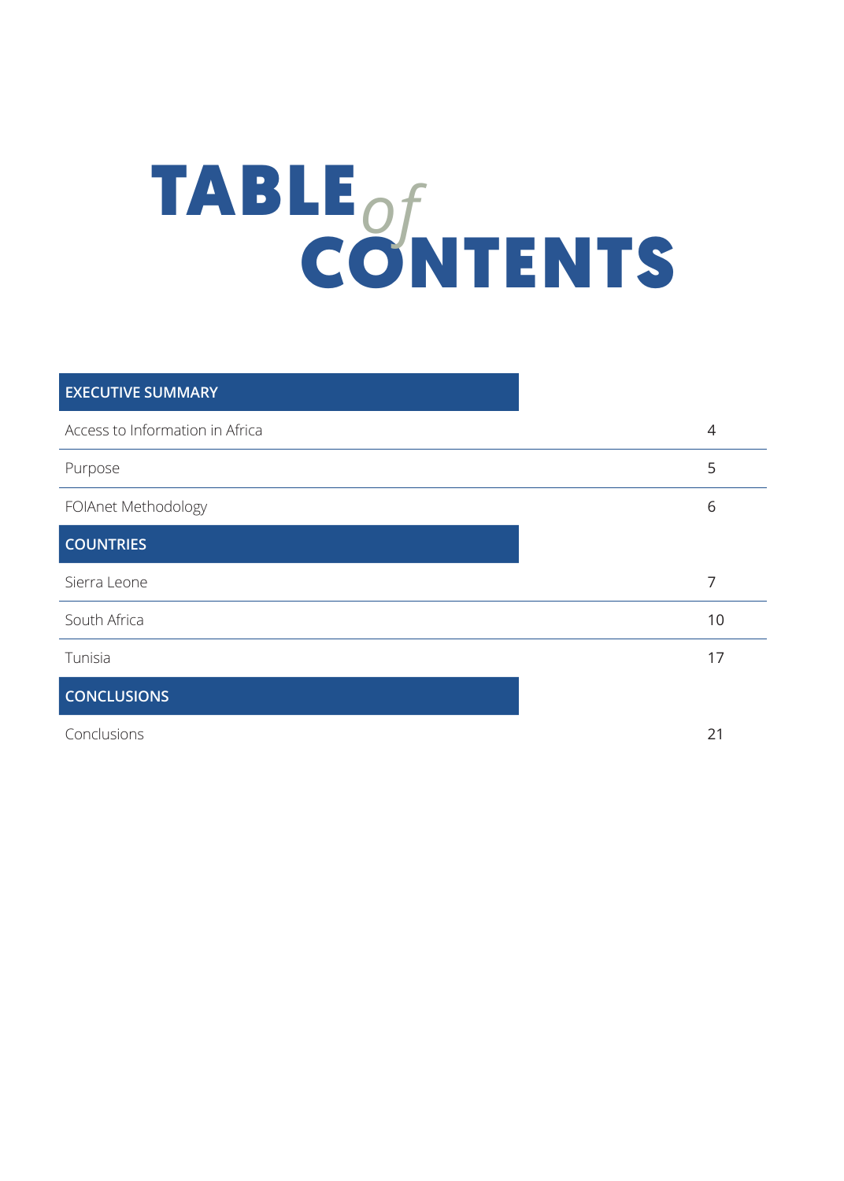# TABLE *of* CONTENTS

| EXECUTIVE SUMMARY | |
|---|---|
| Access to Information in Africa | 4 |
| Purpose | 5 |
| FOIAnet Methodology | 6 |
| **COUNTRIES** | |
| Sierra Leone | 7 |
| South Africa | 10 |
| Tunisia | 17 |
| **CONCLUSIONS** | |
| Conclusions | 21 |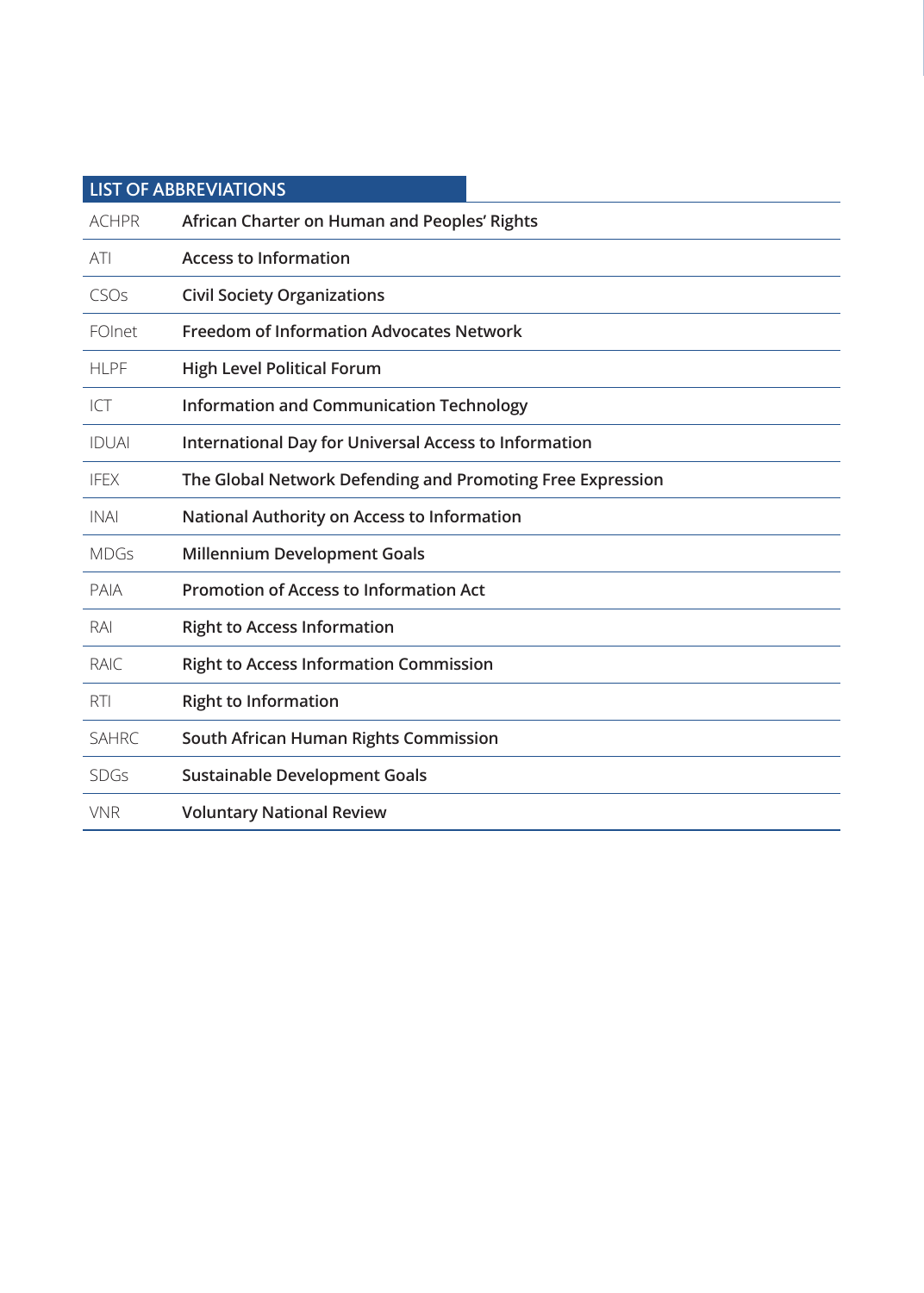## LIST OF ABBREVIATIONS

| | |
|---|---|
| ACHPR | **African Charter on Human and Peoples' Rights** |
| ATI | **Access to Information** |
| CSOs | **Civil Society Organizations** |
| FOInet | **Freedom of Information Advocates Network** |
| HLPF | **High Level Political Forum** |
| ICT | **Information and Communication Technology** |
| IDUAI | **International Day for Universal Access to Information** |
| IFEX | **The Global Network Defending and Promoting Free Expression** |
| INAI | **National Authority on Access to Information** |
| MDGs | **Millennium Development Goals** |
| PAIA | **Promotion of Access to Information Act** |
| RAI | **Right to Access Information** |
| RAIC | **Right to Access Information Commission** |
| RTI | **Right to Information** |
| SAHRC | **South African Human Rights Commission** |
| SDGs | **Sustainable Development Goals** |
| VNR | **Voluntary National Review** |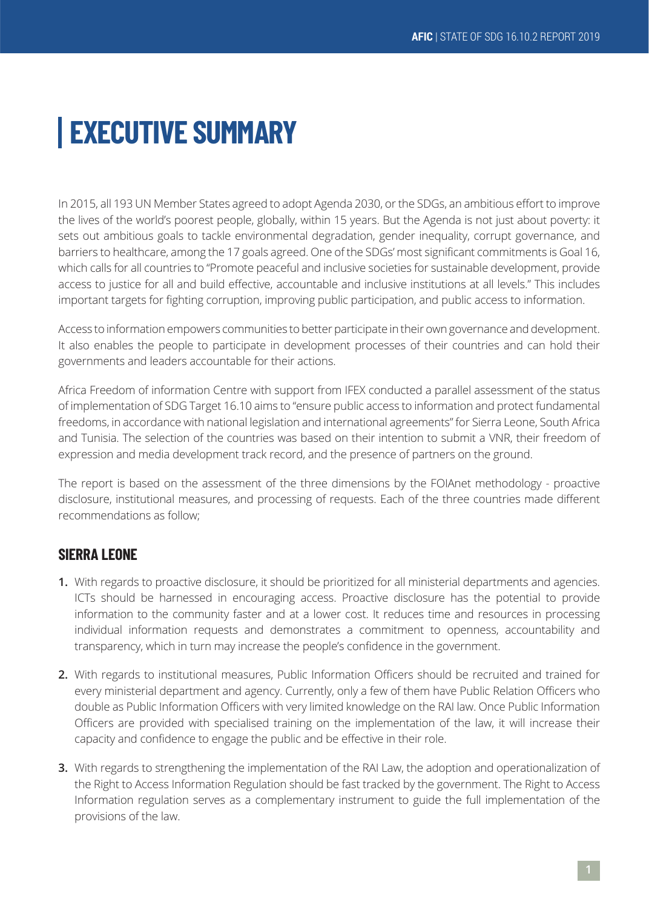# EXECUTIVE SUMMARY

In 2015, all 193 UN Member States agreed to adopt Agenda 2030, or the SDGs, an ambitious effort to improve the lives of the world's poorest people, globally, within 15 years. But the Agenda is not just about poverty: it sets out ambitious goals to tackle environmental degradation, gender inequality, corrupt governance, and barriers to healthcare, among the 17 goals agreed. One of the SDGs' most significant commitments is Goal 16, which calls for all countries to "Promote peaceful and inclusive societies for sustainable development, provide access to justice for all and build effective, accountable and inclusive institutions at all levels." This includes important targets for fighting corruption, improving public participation, and public access to information.

Access to information empowers communities to better participate in their own governance and development. It also enables the people to participate in development processes of their countries and can hold their governments and leaders accountable for their actions.

Africa Freedom of information Centre with support from IFEX conducted a parallel assessment of the status of implementation of SDG Target 16.10 aims to "ensure public access to information and protect fundamental freedoms, in accordance with national legislation and international agreements" for Sierra Leone, South Africa and Tunisia. The selection of the countries was based on their intention to submit a VNR, their freedom of expression and media development track record, and the presence of partners on the ground.

The report is based on the assessment of the three dimensions by the FOIAnet methodology - proactive disclosure, institutional measures, and processing of requests. Each of the three countries made different recommendations as follow;

## SIERRA LEONE

1. With regards to proactive disclosure, it should be prioritized for all ministerial departments and agencies. ICTs should be harnessed in encouraging access. Proactive disclosure has the potential to provide information to the community faster and at a lower cost. It reduces time and resources in processing individual information requests and demonstrates a commitment to openness, accountability and transparency, which in turn may increase the people's confidence in the government.

2. With regards to institutional measures, Public Information Officers should be recruited and trained for every ministerial department and agency. Currently, only a few of them have Public Relation Officers who double as Public Information Officers with very limited knowledge on the RAI law. Once Public Information Officers are provided with specialised training on the implementation of the law, it will increase their capacity and confidence to engage the public and be effective in their role.

3. With regards to strengthening the implementation of the RAI Law, the adoption and operationalization of the Right to Access Information Regulation should be fast tracked by the government. The Right to Access Information regulation serves as a complementary instrument to guide the full implementation of the provisions of the law.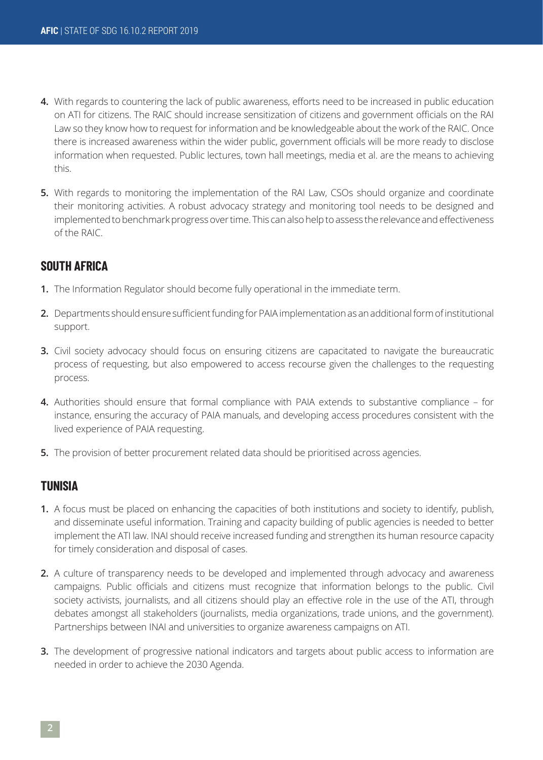4. With regards to countering the lack of public awareness, efforts need to be increased in public education on ATI for citizens. The RAIC should increase sensitization of citizens and government officials on the RAI Law so they know how to request for information and be knowledgeable about the work of the RAIC. Once there is increased awareness within the wider public, government officials will be more ready to disclose information when requested. Public lectures, town hall meetings, media et al. are the means to achieving this.

5. With regards to monitoring the implementation of the RAI Law, CSOs should organize and coordinate their monitoring activities. A robust advocacy strategy and monitoring tool needs to be designed and implemented to benchmark progress over time. This can also help to assess the relevance and effectiveness of the RAIC.

## SOUTH AFRICA

1. The Information Regulator should become fully operational in the immediate term.

2. Departments should ensure sufficient funding for PAIA implementation as an additional form of institutional support.

3. Civil society advocacy should focus on ensuring citizens are capacitated to navigate the bureaucratic process of requesting, but also empowered to access recourse given the challenges to the requesting process.

4. Authorities should ensure that formal compliance with PAIA extends to substantive compliance – for instance, ensuring the accuracy of PAIA manuals, and developing access procedures consistent with the lived experience of PAIA requesting.

5. The provision of better procurement related data should be prioritised across agencies.

## TUNISIA

1. A focus must be placed on enhancing the capacities of both institutions and society to identify, publish, and disseminate useful information. Training and capacity building of public agencies is needed to better implement the ATI law. INAI should receive increased funding and strengthen its human resource capacity for timely consideration and disposal of cases.

2. A culture of transparency needs to be developed and implemented through advocacy and awareness campaigns. Public officials and citizens must recognize that information belongs to the public. Civil society activists, journalists, and all citizens should play an effective role in the use of the ATI, through debates amongst all stakeholders (journalists, media organizations, trade unions, and the government). Partnerships between INAI and universities to organize awareness campaigns on ATI.

3. The development of progressive national indicators and targets about public access to information are needed in order to achieve the 2030 Agenda.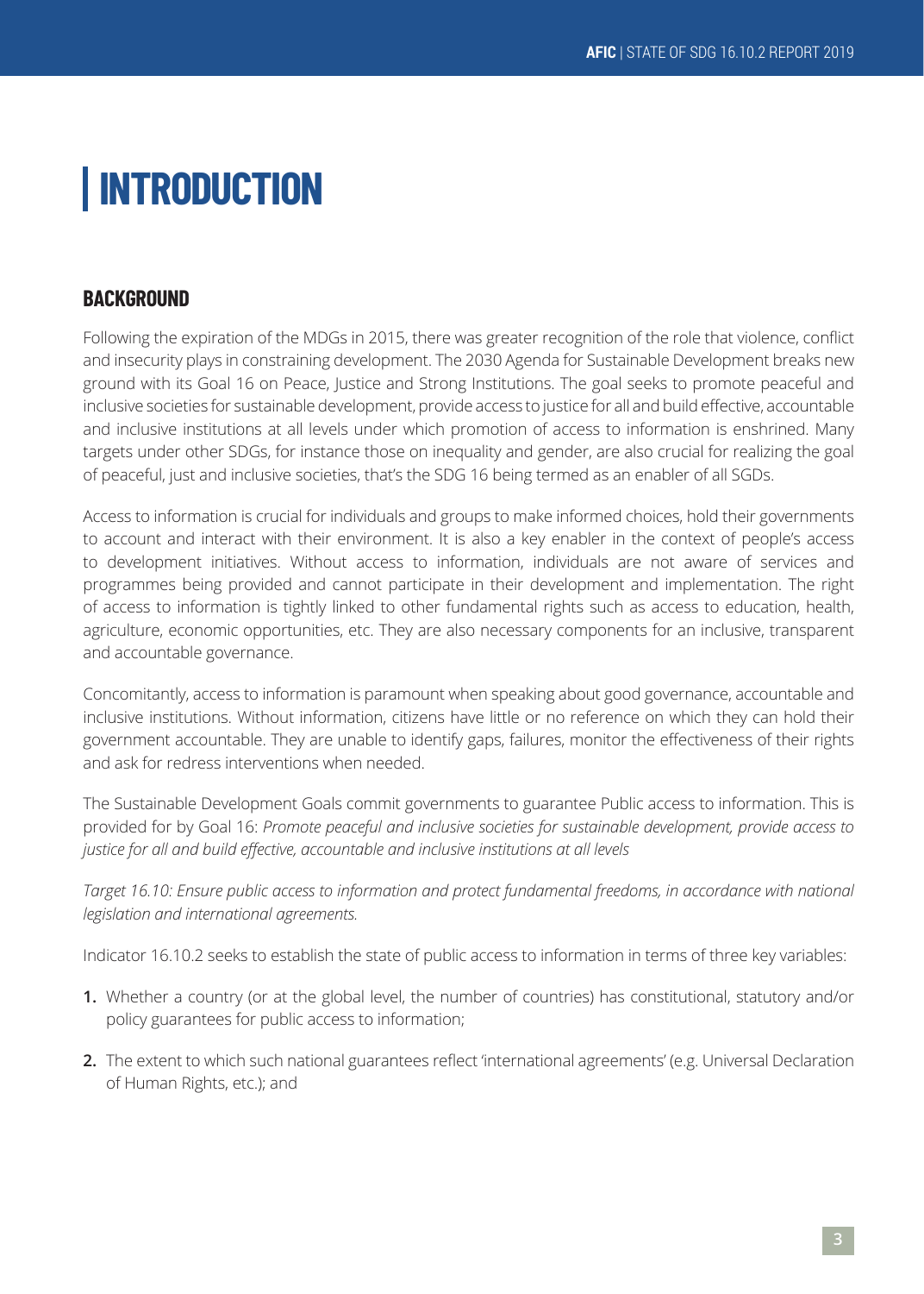# INTRODUCTION

## BACKGROUND

Following the expiration of the MDGs in 2015, there was greater recognition of the role that violence, conflict and insecurity plays in constraining development. The 2030 Agenda for Sustainable Development breaks new ground with its Goal 16 on Peace, Justice and Strong Institutions. The goal seeks to promote peaceful and inclusive societies for sustainable development, provide access to justice for all and build effective, accountable and inclusive institutions at all levels under which promotion of access to information is enshrined. Many targets under other SDGs, for instance those on inequality and gender, are also crucial for realizing the goal of peaceful, just and inclusive societies, that's the SDG 16 being termed as an enabler of all SGDs.

Access to information is crucial for individuals and groups to make informed choices, hold their governments to account and interact with their environment. It is also a key enabler in the context of people's access to development initiatives. Without access to information, individuals are not aware of services and programmes being provided and cannot participate in their development and implementation. The right of access to information is tightly linked to other fundamental rights such as access to education, health, agriculture, economic opportunities, etc. They are also necessary components for an inclusive, transparent and accountable governance.

Concomitantly, access to information is paramount when speaking about good governance, accountable and inclusive institutions. Without information, citizens have little or no reference on which they can hold their government accountable. They are unable to identify gaps, failures, monitor the effectiveness of their rights and ask for redress interventions when needed.

The Sustainable Development Goals commit governments to guarantee Public access to information. This is provided for by Goal 16: *Promote peaceful and inclusive societies for sustainable development, provide access to justice for all and build effective, accountable and inclusive institutions at all levels*

*Target 16.10: Ensure public access to information and protect fundamental freedoms, in accordance with national legislation and international agreements.*

Indicator 16.10.2 seeks to establish the state of public access to information in terms of three key variables:

1. Whether a country (or at the global level, the number of countries) has constitutional, statutory and/or policy guarantees for public access to information;
2. The extent to which such national guarantees reflect 'international agreements' (e.g. Universal Declaration of Human Rights, etc.); and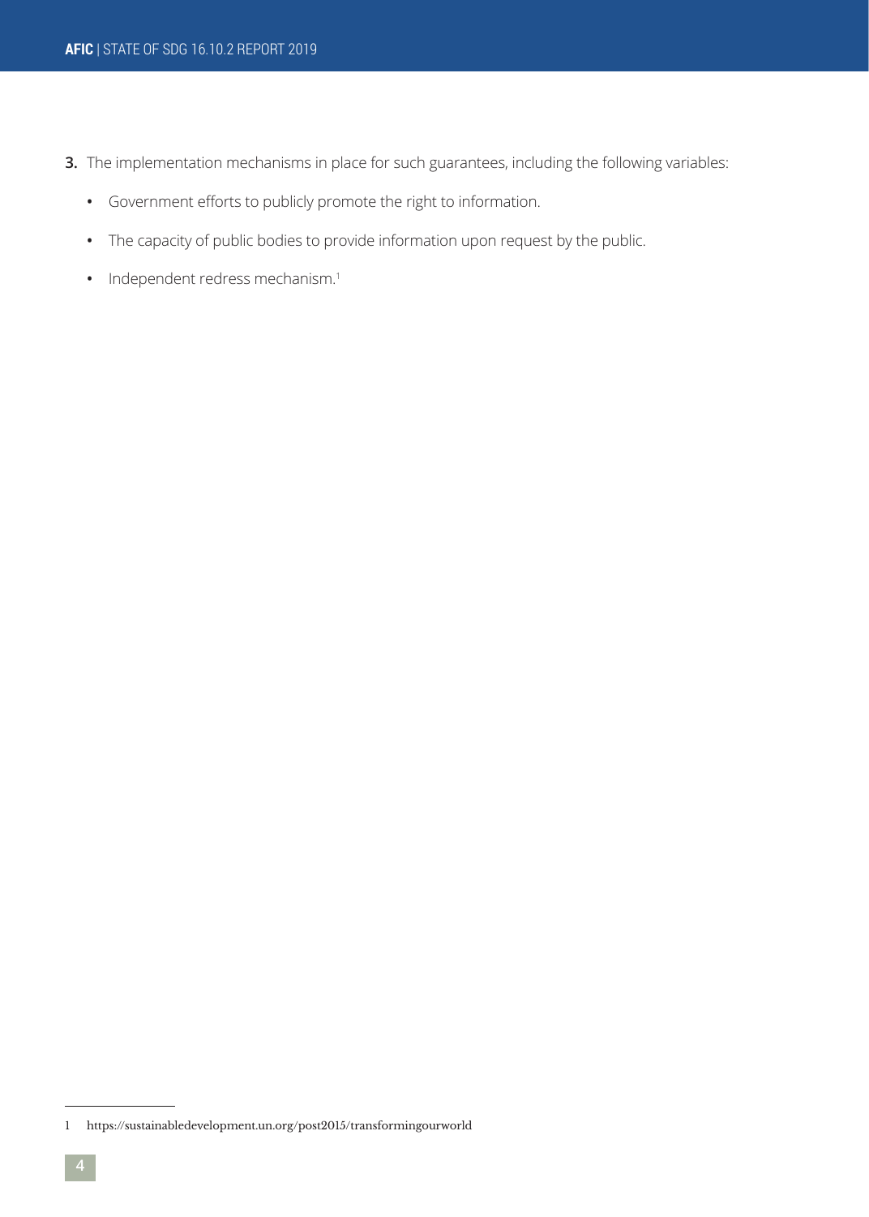3. The implementation mechanisms in place for such guarantees, including the following variables:
   - Government efforts to publicly promote the right to information.
   - The capacity of public bodies to provide information upon request by the public.
   - Independent redress mechanism.[1]

---

1 https://sustainabledevelopment.un.org/post2015/transformingourworld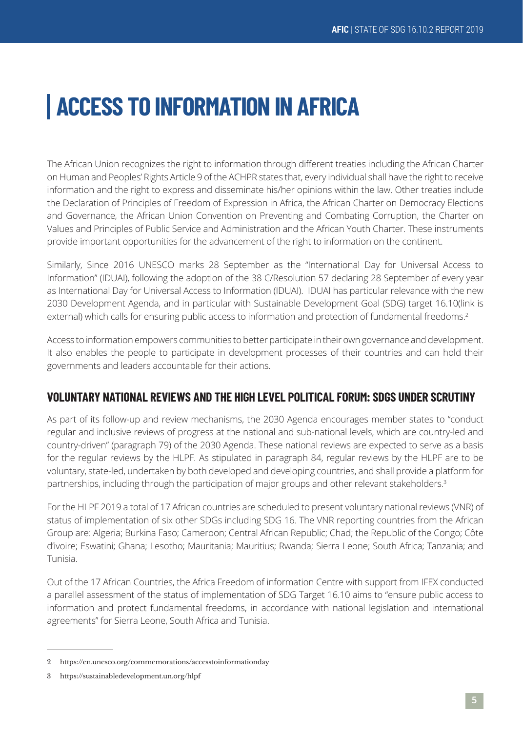# ACCESS TO INFORMATION IN AFRICA

The African Union recognizes the right to information through different treaties including the African Charter on Human and Peoples' Rights Article 9 of the ACHPR states that, every individual shall have the right to receive information and the right to express and disseminate his/her opinions within the law. Other treaties include the Declaration of Principles of Freedom of Expression in Africa, the African Charter on Democracy Elections and Governance, the African Union Convention on Preventing and Combating Corruption, the Charter on Values and Principles of Public Service and Administration and the African Youth Charter. These instruments provide important opportunities for the advancement of the right to information on the continent.

Similarly, Since 2016 UNESCO marks 28 September as the "International Day for Universal Access to Information" (IDUAI), following the adoption of the 38 C/Resolution 57 declaring 28 September of every year as International Day for Universal Access to Information (IDUAI). IDUAI has particular relevance with the new 2030 Development Agenda, and in particular with Sustainable Development Goal (SDG) target 16.10(link is external) which calls for ensuring public access to information and protection of fundamental freedoms.[2]

Access to information empowers communities to better participate in their own governance and development. It also enables the people to participate in development processes of their countries and can hold their governments and leaders accountable for their actions.

## VOLUNTARY NATIONAL REVIEWS AND THE HIGH LEVEL POLITICAL FORUM: SDGS UNDER SCRUTINY

As part of its follow-up and review mechanisms, the 2030 Agenda encourages member states to "conduct regular and inclusive reviews of progress at the national and sub-national levels, which are country-led and country-driven" (paragraph 79) of the 2030 Agenda. These national reviews are expected to serve as a basis for the regular reviews by the HLPF. As stipulated in paragraph 84, regular reviews by the HLPF are to be voluntary, state-led, undertaken by both developed and developing countries, and shall provide a platform for partnerships, including through the participation of major groups and other relevant stakeholders.[3]

For the HLPF 2019 a total of 17 African countries are scheduled to present voluntary national reviews (VNR) of status of implementation of six other SDGs including SDG 16. The VNR reporting countries from the African Group are: Algeria; Burkina Faso; Cameroon; Central African Republic; Chad; the Republic of the Congo; Côte d'ivoire; Eswatini; Ghana; Lesotho; Mauritania; Mauritius; Rwanda; Sierra Leone; South Africa; Tanzania; and Tunisia.

Out of the 17 African Countries, the Africa Freedom of information Centre with support from IFEX conducted a parallel assessment of the status of implementation of SDG Target 16.10 aims to "ensure public access to information and protect fundamental freedoms, in accordance with national legislation and international agreements" for Sierra Leone, South Africa and Tunisia.

---

2 https://en.unesco.org/commemorations/accesstoinformationday

3 https://sustainabledevelopment.un.org/hlpf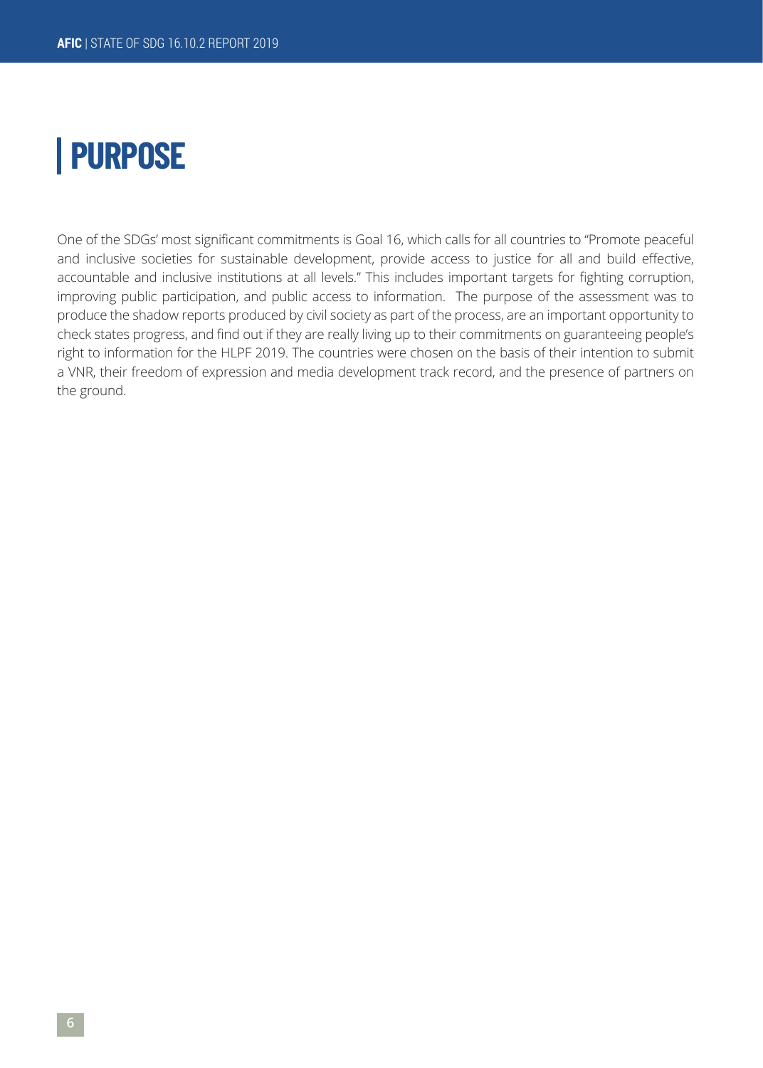# PURPOSE

One of the SDGs' most significant commitments is Goal 16, which calls for all countries to "Promote peaceful and inclusive societies for sustainable development, provide access to justice for all and build effective, accountable and inclusive institutions at all levels." This includes important targets for fighting corruption, improving public participation, and public access to information. The purpose of the assessment was to produce the shadow reports produced by civil society as part of the process, are an important opportunity to check states progress, and find out if they are really living up to their commitments on guaranteeing people's right to information for the HLPF 2019. The countries were chosen on the basis of their intention to submit a VNR, their freedom of expression and media development track record, and the presence of partners on the ground.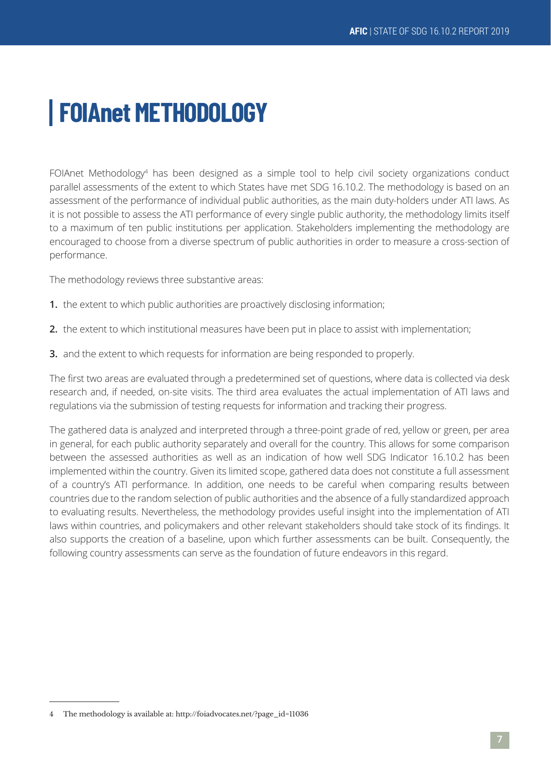# FOIAnet METHODOLOGY

FOIAnet Methodology[4] has been designed as a simple tool to help civil society organizations conduct parallel assessments of the extent to which States have met SDG 16.10.2. The methodology is based on an assessment of the performance of individual public authorities, as the main duty-holders under ATI laws. As it is not possible to assess the ATI performance of every single public authority, the methodology limits itself to a maximum of ten public institutions per application. Stakeholders implementing the methodology are encouraged to choose from a diverse spectrum of public authorities in order to measure a cross-section of performance.

The methodology reviews three substantive areas:

1. the extent to which public authorities are proactively disclosing information;
2. the extent to which institutional measures have been put in place to assist with implementation;
3. and the extent to which requests for information are being responded to properly.

The first two areas are evaluated through a predetermined set of questions, where data is collected via desk research and, if needed, on-site visits. The third area evaluates the actual implementation of ATI laws and regulations via the submission of testing requests for information and tracking their progress.

The gathered data is analyzed and interpreted through a three-point grade of red, yellow or green, per area in general, for each public authority separately and overall for the country. This allows for some comparison between the assessed authorities as well as an indication of how well SDG Indicator 16.10.2 has been implemented within the country. Given its limited scope, gathered data does not constitute a full assessment of a country's ATI performance. In addition, one needs to be careful when comparing results between countries due to the random selection of public authorities and the absence of a fully standardized approach to evaluating results. Nevertheless, the methodology provides useful insight into the implementation of ATI laws within countries, and policymakers and other relevant stakeholders should take stock of its findings. It also supports the creation of a baseline, upon which further assessments can be built. Consequently, the following country assessments can serve as the foundation of future endeavors in this regard.

---

4 The methodology is available at: http://foiadvocates.net/?page_id=11036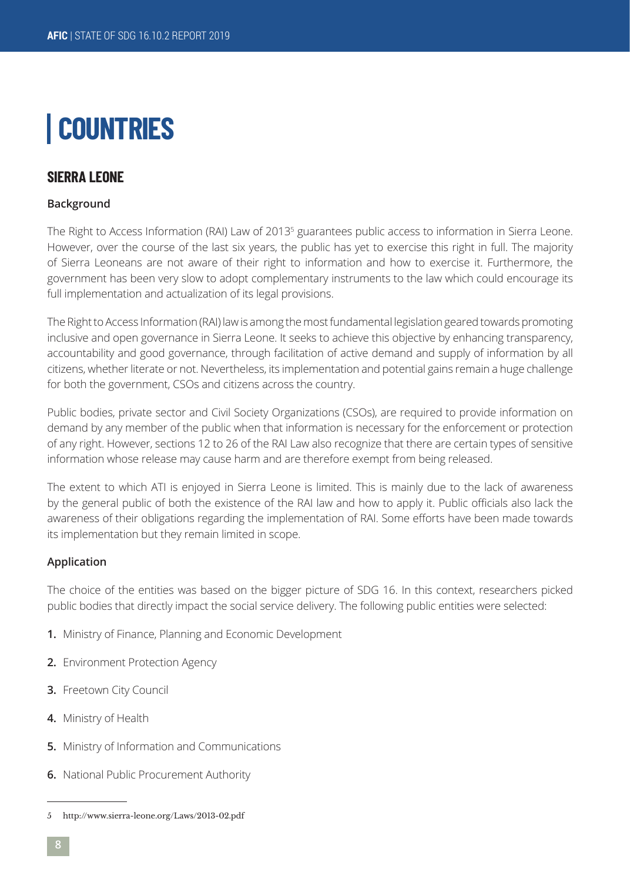# COUNTRIES

## SIERRA LEONE

### Background

The Right to Access Information (RAI) Law of 2013[5] guarantees public access to information in Sierra Leone. However, over the course of the last six years, the public has yet to exercise this right in full. The majority of Sierra Leoneans are not aware of their right to information and how to exercise it. Furthermore, the government has been very slow to adopt complementary instruments to the law which could encourage its full implementation and actualization of its legal provisions.

The Right to Access Information (RAI) law is among the most fundamental legislation geared towards promoting inclusive and open governance in Sierra Leone. It seeks to achieve this objective by enhancing transparency, accountability and good governance, through facilitation of active demand and supply of information by all citizens, whether literate or not. Nevertheless, its implementation and potential gains remain a huge challenge for both the government, CSOs and citizens across the country.

Public bodies, private sector and Civil Society Organizations (CSOs), are required to provide information on demand by any member of the public when that information is necessary for the enforcement or protection of any right. However, sections 12 to 26 of the RAI Law also recognize that there are certain types of sensitive information whose release may cause harm and are therefore exempt from being released.

The extent to which ATI is enjoyed in Sierra Leone is limited. This is mainly due to the lack of awareness by the general public of both the existence of the RAI law and how to apply it. Public officials also lack the awareness of their obligations regarding the implementation of RAI. Some efforts have been made towards its implementation but they remain limited in scope.

### Application

The choice of the entities was based on the bigger picture of SDG 16. In this context, researchers picked public bodies that directly impact the social service delivery. The following public entities were selected:

1. Ministry of Finance, Planning and Economic Development
2. Environment Protection Agency
3. Freetown City Council
4. Ministry of Health
5. Ministry of Information and Communications
6. National Public Procurement Authority

---

5 http://www.sierra-leone.org/Laws/2013-02.pdf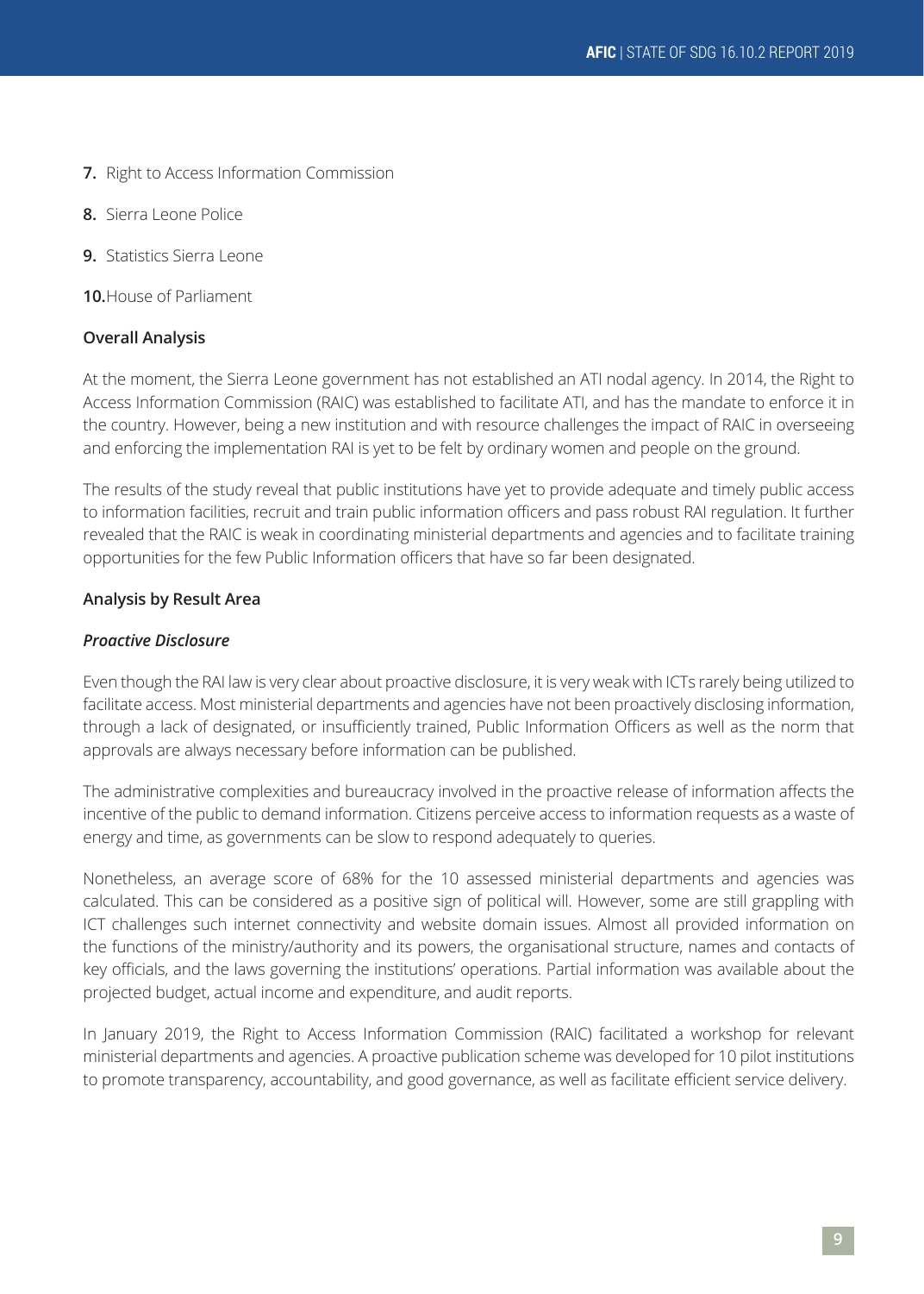7. Right to Access Information Commission
8. Sierra Leone Police
9. Statistics Sierra Leone
10. House of Parliament

**Overall Analysis**

At the moment, the Sierra Leone government has not established an ATI nodal agency. In 2014, the Right to Access Information Commission (RAIC) was established to facilitate ATI, and has the mandate to enforce it in the country. However, being a new institution and with resource challenges the impact of RAIC in overseeing and enforcing the implementation RAI is yet to be felt by ordinary women and people on the ground.

The results of the study reveal that public institutions have yet to provide adequate and timely public access to information facilities, recruit and train public information officers and pass robust RAI regulation. It further revealed that the RAIC is weak in coordinating ministerial departments and agencies and to facilitate training opportunities for the few Public Information officers that have so far been designated.

**Analysis by Result Area**

***Proactive Disclosure***

Even though the RAI law is very clear about proactive disclosure, it is very weak with ICTs rarely being utilized to facilitate access. Most ministerial departments and agencies have not been proactively disclosing information, through a lack of designated, or insufficiently trained, Public Information Officers as well as the norm that approvals are always necessary before information can be published.

The administrative complexities and bureaucracy involved in the proactive release of information affects the incentive of the public to demand information. Citizens perceive access to information requests as a waste of energy and time, as governments can be slow to respond adequately to queries.

Nonetheless, an average score of 68% for the 10 assessed ministerial departments and agencies was calculated. This can be considered as a positive sign of political will. However, some are still grappling with ICT challenges such internet connectivity and website domain issues. Almost all provided information on the functions of the ministry/authority and its powers, the organisational structure, names and contacts of key officials, and the laws governing the institutions' operations. Partial information was available about the projected budget, actual income and expenditure, and audit reports.

In January 2019, the Right to Access Information Commission (RAIC) facilitated a workshop for relevant ministerial departments and agencies. A proactive publication scheme was developed for 10 pilot institutions to promote transparency, accountability, and good governance, as well as facilitate efficient service delivery.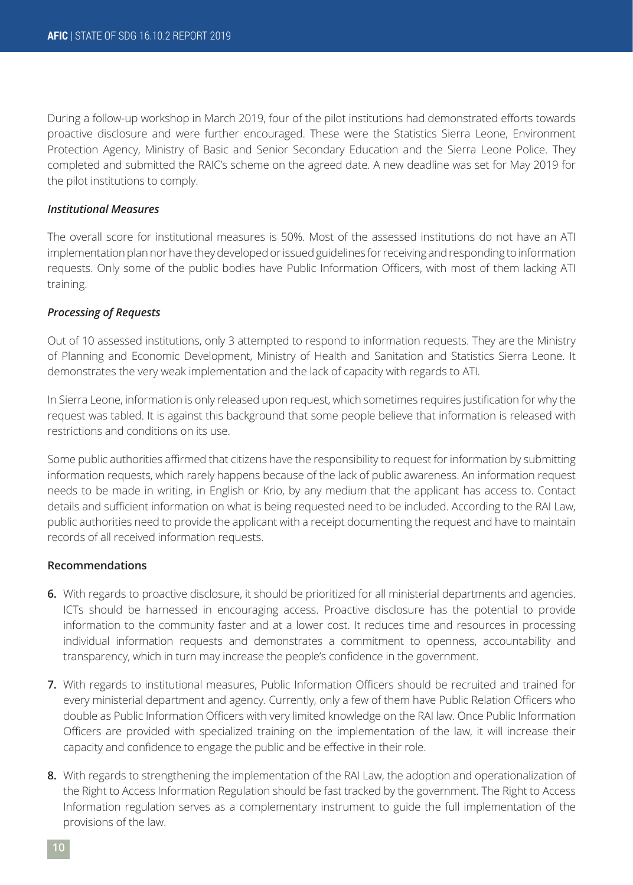During a follow-up workshop in March 2019, four of the pilot institutions had demonstrated efforts towards proactive disclosure and were further encouraged. These were the Statistics Sierra Leone, Environment Protection Agency, Ministry of Basic and Senior Secondary Education and the Sierra Leone Police. They completed and submitted the RAIC's scheme on the agreed date. A new deadline was set for May 2019 for the pilot institutions to comply.

***Institutional Measures***

The overall score for institutional measures is 50%. Most of the assessed institutions do not have an ATI implementation plan nor have they developed or issued guidelines for receiving and responding to information requests. Only some of the public bodies have Public Information Officers, with most of them lacking ATI training.

***Processing of Requests***

Out of 10 assessed institutions, only 3 attempted to respond to information requests. They are the Ministry of Planning and Economic Development, Ministry of Health and Sanitation and Statistics Sierra Leone. It demonstrates the very weak implementation and the lack of capacity with regards to ATI.

In Sierra Leone, information is only released upon request, which sometimes requires justification for why the request was tabled. It is against this background that some people believe that information is released with restrictions and conditions on its use.

Some public authorities affirmed that citizens have the responsibility to request for information by submitting information requests, which rarely happens because of the lack of public awareness. An information request needs to be made in writing, in English or Krio, by any medium that the applicant has access to. Contact details and sufficient information on what is being requested need to be included. According to the RAI Law, public authorities need to provide the applicant with a receipt documenting the request and have to maintain records of all received information requests.

**Recommendations**

6. With regards to proactive disclosure, it should be prioritized for all ministerial departments and agencies. ICTs should be harnessed in encouraging access. Proactive disclosure has the potential to provide information to the community faster and at a lower cost. It reduces time and resources in processing individual information requests and demonstrates a commitment to openness, accountability and transparency, which in turn may increase the people's confidence in the government.

7. With regards to institutional measures, Public Information Officers should be recruited and trained for every ministerial department and agency. Currently, only a few of them have Public Relation Officers who double as Public Information Officers with very limited knowledge on the RAI law. Once Public Information Officers are provided with specialized training on the implementation of the law, it will increase their capacity and confidence to engage the public and be effective in their role.

8. With regards to strengthening the implementation of the RAI Law, the adoption and operationalization of the Right to Access Information Regulation should be fast tracked by the government. The Right to Access Information regulation serves as a complementary instrument to guide the full implementation of the provisions of the law.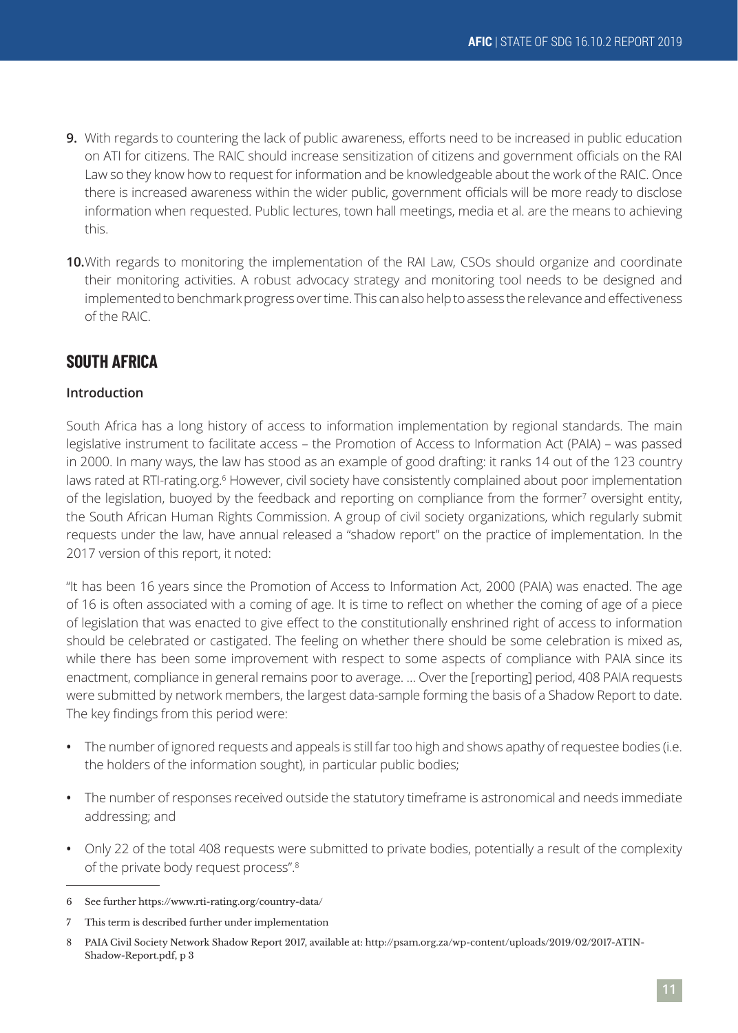9. With regards to countering the lack of public awareness, efforts need to be increased in public education on ATI for citizens. The RAIC should increase sensitization of citizens and government officials on the RAI Law so they know how to request for information and be knowledgeable about the work of the RAIC. Once there is increased awareness within the wider public, government officials will be more ready to disclose information when requested. Public lectures, town hall meetings, media et al. are the means to achieving this.

10. With regards to monitoring the implementation of the RAI Law, CSOs should organize and coordinate their monitoring activities. A robust advocacy strategy and monitoring tool needs to be designed and implemented to benchmark progress over time. This can also help to assess the relevance and effectiveness of the RAIC.

## SOUTH AFRICA

### Introduction

South Africa has a long history of access to information implementation by regional standards. The main legislative instrument to facilitate access – the Promotion of Access to Information Act (PAIA) – was passed in 2000. In many ways, the law has stood as an example of good drafting: it ranks 14 out of the 123 country laws rated at RTI-rating.org.[6] However, civil society have consistently complained about poor implementation of the legislation, buoyed by the feedback and reporting on compliance from the former[7] oversight entity, the South African Human Rights Commission. A group of civil society organizations, which regularly submit requests under the law, have annual released a "shadow report" on the practice of implementation. In the 2017 version of this report, it noted:

"It has been 16 years since the Promotion of Access to Information Act, 2000 (PAIA) was enacted. The age of 16 is often associated with a coming of age. It is time to reflect on whether the coming of age of a piece of legislation that was enacted to give effect to the constitutionally enshrined right of access to information should be celebrated or castigated. The feeling on whether there should be some celebration is mixed as, while there has been some improvement with respect to some aspects of compliance with PAIA since its enactment, compliance in general remains poor to average. ... Over the [reporting] period, 408 PAIA requests were submitted by network members, the largest data-sample forming the basis of a Shadow Report to date. The key findings from this period were:

- The number of ignored requests and appeals is still far too high and shows apathy of requestee bodies (i.e. the holders of the information sought), in particular public bodies;
- The number of responses received outside the statutory timeframe is astronomical and needs immediate addressing; and
- Only 22 of the total 408 requests were submitted to private bodies, potentially a result of the complexity of the private body request process".[8]

---

6 See further https://www.rti-rating.org/country-data/

7 This term is described further under implementation

8 PAIA Civil Society Network Shadow Report 2017, available at: http://psam.org.za/wp-content/uploads/2019/02/2017-ATIN-Shadow-Report.pdf, p 3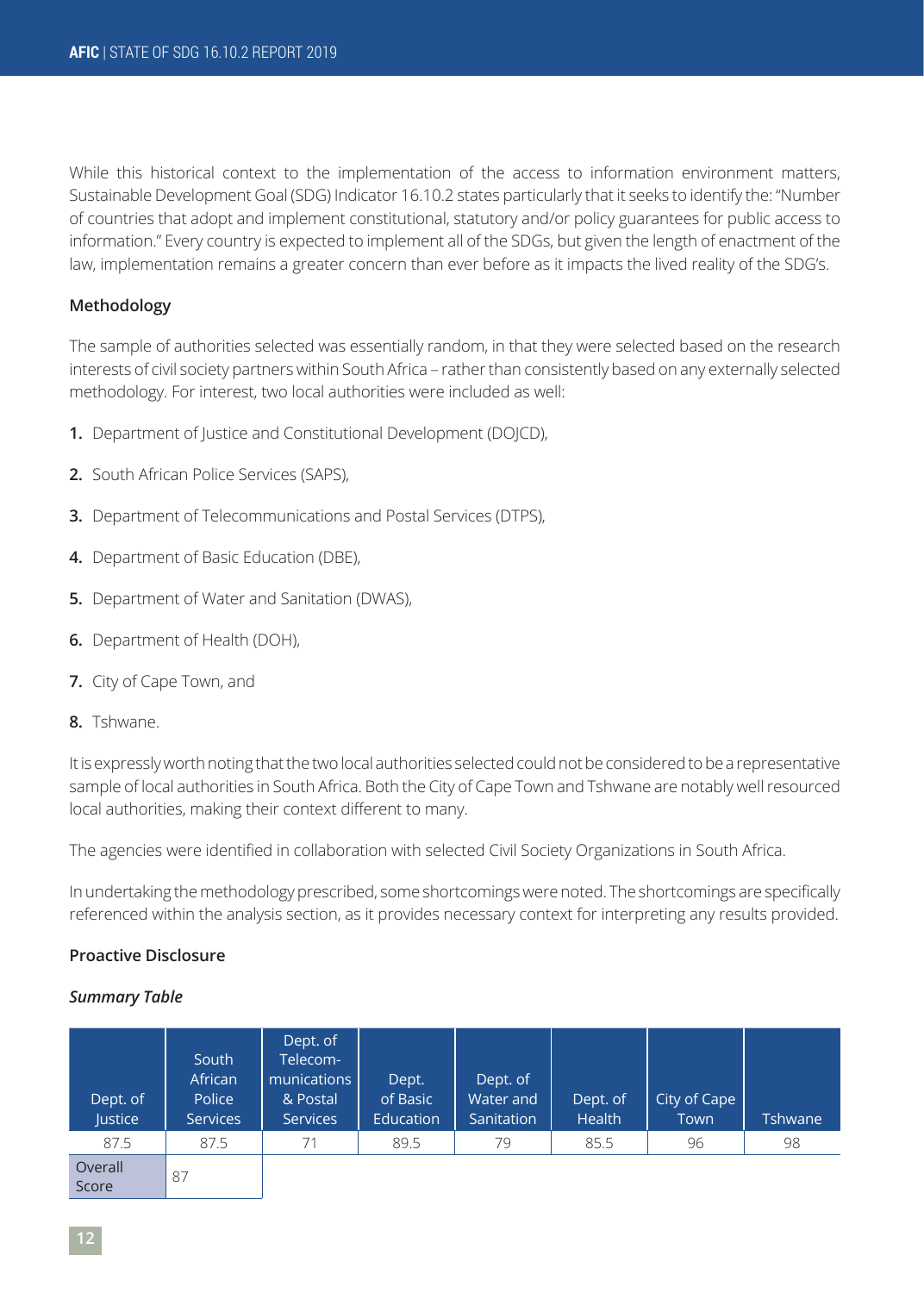While this historical context to the implementation of the access to information environment matters, Sustainable Development Goal (SDG) Indicator 16.10.2 states particularly that it seeks to identify the: "Number of countries that adopt and implement constitutional, statutory and/or policy guarantees for public access to information." Every country is expected to implement all of the SDGs, but given the length of enactment of the law, implementation remains a greater concern than ever before as it impacts the lived reality of the SDG's.

#### Methodology

The sample of authorities selected was essentially random, in that they were selected based on the research interests of civil society partners within South Africa – rather than consistently based on any externally selected methodology. For interest, two local authorities were included as well:

1. Department of Justice and Constitutional Development (DOJCD),
2. South African Police Services (SAPS),
3. Department of Telecommunications and Postal Services (DTPS),
4. Department of Basic Education (DBE),
5. Department of Water and Sanitation (DWAS),
6. Department of Health (DOH),
7. City of Cape Town, and
8. Tshwane.

It is expressly worth noting that the two local authorities selected could not be considered to be a representative sample of local authorities in South Africa. Both the City of Cape Town and Tshwane are notably well resourced local authorities, making their context different to many.

The agencies were identified in collaboration with selected Civil Society Organizations in South Africa.

In undertaking the methodology prescribed, some shortcomings were noted. The shortcomings are specifically referenced within the analysis section, as it provides necessary context for interpreting any results provided.

#### Proactive Disclosure

##### *Summary Table*

| Dept. of Justice | South African Police Services | Dept. of Telecom-munications & Postal Services | Dept. of Basic Education | Dept. of Water and Sanitation | Dept. of Health | City of Cape Town | Tshwane |
|---|---|---|---|---|---|---|---|
| 87.5 | 87.5 | 71 | 89.5 | 79 | 85.5 | 96 | 98 |
| Overall Score | 87 | | | | | | |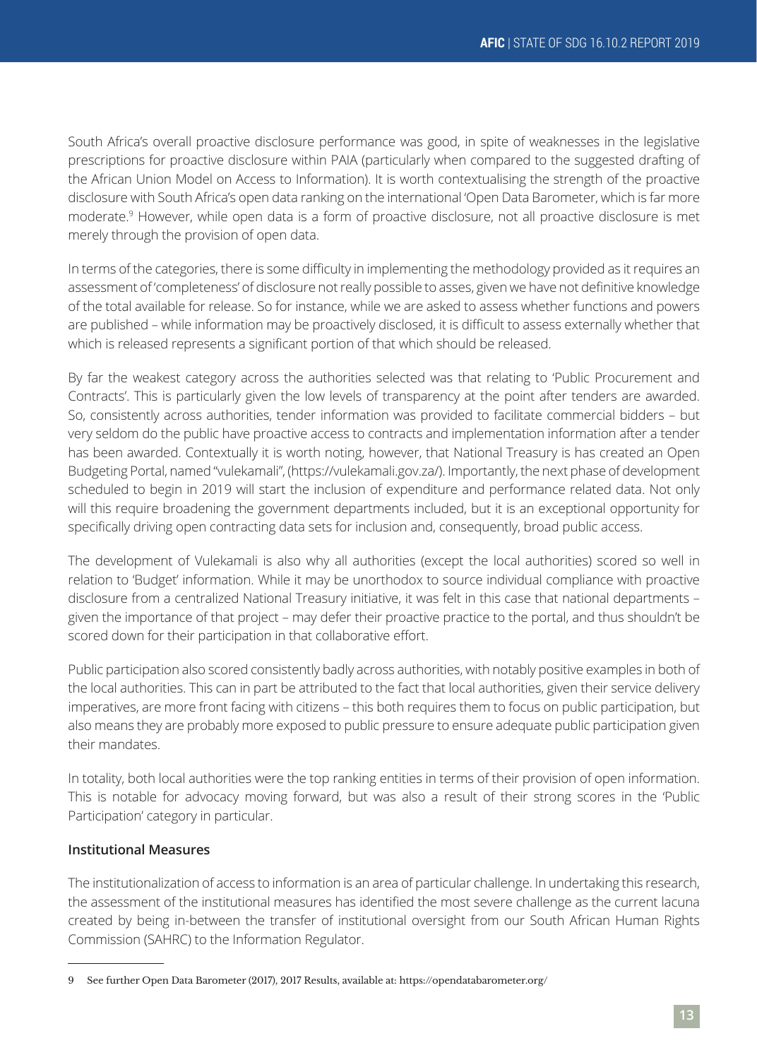South Africa's overall proactive disclosure performance was good, in spite of weaknesses in the legislative prescriptions for proactive disclosure within PAIA (particularly when compared to the suggested drafting of the African Union Model on Access to Information). It is worth contextualising the strength of the proactive disclosure with South Africa's open data ranking on the international 'Open Data Barometer, which is far more moderate.[9] However, while open data is a form of proactive disclosure, not all proactive disclosure is met merely through the provision of open data.

In terms of the categories, there is some difficulty in implementing the methodology provided as it requires an assessment of 'completeness' of disclosure not really possible to asses, given we have not definitive knowledge of the total available for release. So for instance, while we are asked to assess whether functions and powers are published – while information may be proactively disclosed, it is difficult to assess externally whether that which is released represents a significant portion of that which should be released.

By far the weakest category across the authorities selected was that relating to 'Public Procurement and Contracts'. This is particularly given the low levels of transparency at the point after tenders are awarded. So, consistently across authorities, tender information was provided to facilitate commercial bidders – but very seldom do the public have proactive access to contracts and implementation information after a tender has been awarded. Contextually it is worth noting, however, that National Treasury is has created an Open Budgeting Portal, named "vulekamali", (https://vulekamali.gov.za/). Importantly, the next phase of development scheduled to begin in 2019 will start the inclusion of expenditure and performance related data. Not only will this require broadening the government departments included, but it is an exceptional opportunity for specifically driving open contracting data sets for inclusion and, consequently, broad public access.

The development of Vulekamali is also why all authorities (except the local authorities) scored so well in relation to 'Budget' information. While it may be unorthodox to source individual compliance with proactive disclosure from a centralized National Treasury initiative, it was felt in this case that national departments – given the importance of that project – may defer their proactive practice to the portal, and thus shouldn't be scored down for their participation in that collaborative effort.

Public participation also scored consistently badly across authorities, with notably positive examples in both of the local authorities. This can in part be attributed to the fact that local authorities, given their service delivery imperatives, are more front facing with citizens – this both requires them to focus on public participation, but also means they are probably more exposed to public pressure to ensure adequate public participation given their mandates.

In totality, both local authorities were the top ranking entities in terms of their provision of open information. This is notable for advocacy moving forward, but was also a result of their strong scores in the 'Public Participation' category in particular.

**Institutional Measures**

The institutionalization of access to information is an area of particular challenge. In undertaking this research, the assessment of the institutional measures has identified the most severe challenge as the current lacuna created by being in-between the transfer of institutional oversight from our South African Human Rights Commission (SAHRC) to the Information Regulator.

---

9 See further Open Data Barometer (2017), 2017 Results, available at: https://opendatabarometer.org/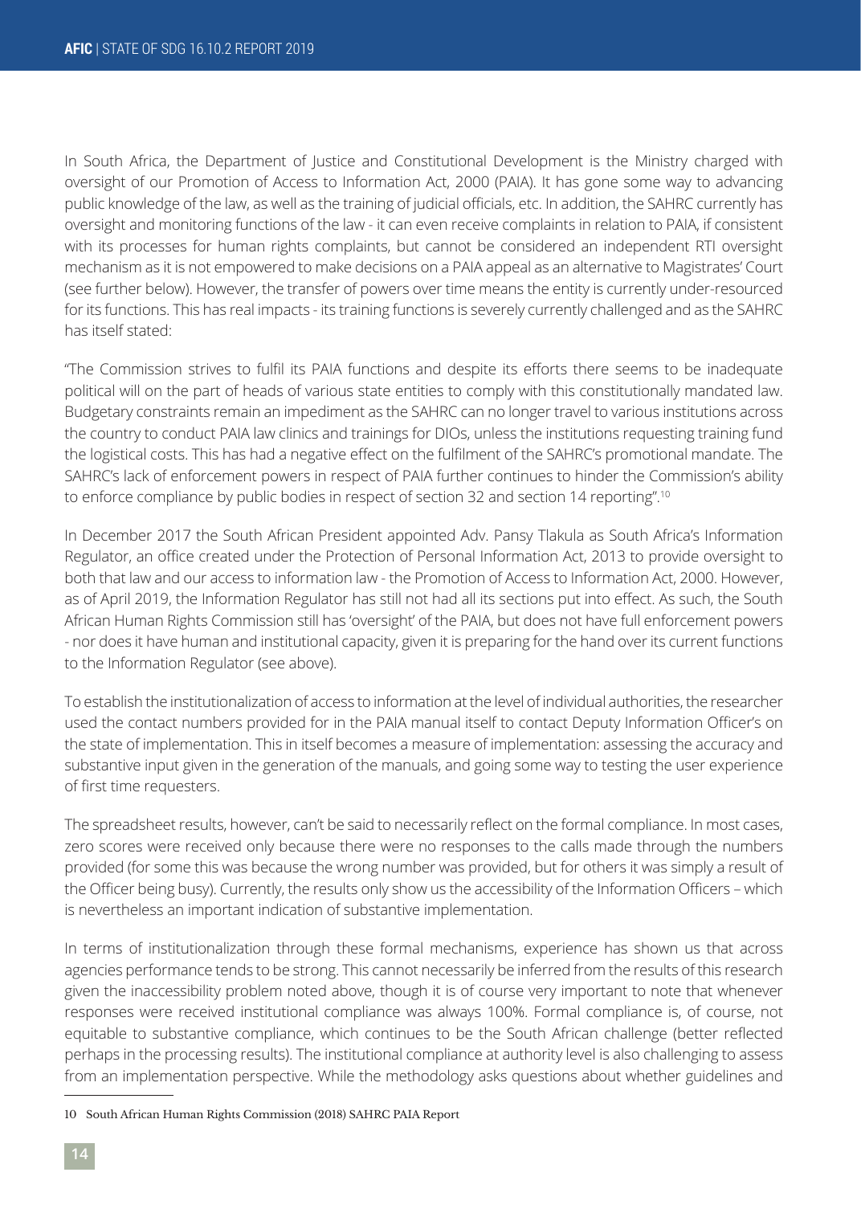In South Africa, the Department of Justice and Constitutional Development is the Ministry charged with oversight of our Promotion of Access to Information Act, 2000 (PAIA). It has gone some way to advancing public knowledge of the law, as well as the training of judicial officials, etc. In addition, the SAHRC currently has oversight and monitoring functions of the law - it can even receive complaints in relation to PAIA, if consistent with its processes for human rights complaints, but cannot be considered an independent RTI oversight mechanism as it is not empowered to make decisions on a PAIA appeal as an alternative to Magistrates' Court (see further below). However, the transfer of powers over time means the entity is currently under-resourced for its functions. This has real impacts - its training functions is severely currently challenged and as the SAHRC has itself stated:

"The Commission strives to fulfil its PAIA functions and despite its efforts there seems to be inadequate political will on the part of heads of various state entities to comply with this constitutionally mandated law. Budgetary constraints remain an impediment as the SAHRC can no longer travel to various institutions across the country to conduct PAIA law clinics and trainings for DIOs, unless the institutions requesting training fund the logistical costs. This has had a negative effect on the fulfilment of the SAHRC's promotional mandate. The SAHRC's lack of enforcement powers in respect of PAIA further continues to hinder the Commission's ability to enforce compliance by public bodies in respect of section 32 and section 14 reporting".[10]

In December 2017 the South African President appointed Adv. Pansy Tlakula as South Africa's Information Regulator, an office created under the Protection of Personal Information Act, 2013 to provide oversight to both that law and our access to information law - the Promotion of Access to Information Act, 2000. However, as of April 2019, the Information Regulator has still not had all its sections put into effect. As such, the South African Human Rights Commission still has 'oversight' of the PAIA, but does not have full enforcement powers - nor does it have human and institutional capacity, given it is preparing for the hand over its current functions to the Information Regulator (see above).

To establish the institutionalization of access to information at the level of individual authorities, the researcher used the contact numbers provided for in the PAIA manual itself to contact Deputy Information Officer's on the state of implementation. This in itself becomes a measure of implementation: assessing the accuracy and substantive input given in the generation of the manuals, and going some way to testing the user experience of first time requesters.

The spreadsheet results, however, can't be said to necessarily reflect on the formal compliance. In most cases, zero scores were received only because there were no responses to the calls made through the numbers provided (for some this was because the wrong number was provided, but for others it was simply a result of the Officer being busy). Currently, the results only show us the accessibility of the Information Officers – which is nevertheless an important indication of substantive implementation.

In terms of institutionalization through these formal mechanisms, experience has shown us that across agencies performance tends to be strong. This cannot necessarily be inferred from the results of this research given the inaccessibility problem noted above, though it is of course very important to note that whenever responses were received institutional compliance was always 100%. Formal compliance is, of course, not equitable to substantive compliance, which continues to be the South African challenge (better reflected perhaps in the processing results). The institutional compliance at authority level is also challenging to assess from an implementation perspective. While the methodology asks questions about whether guidelines and

10 South African Human Rights Commission (2018) SAHRC PAIA Report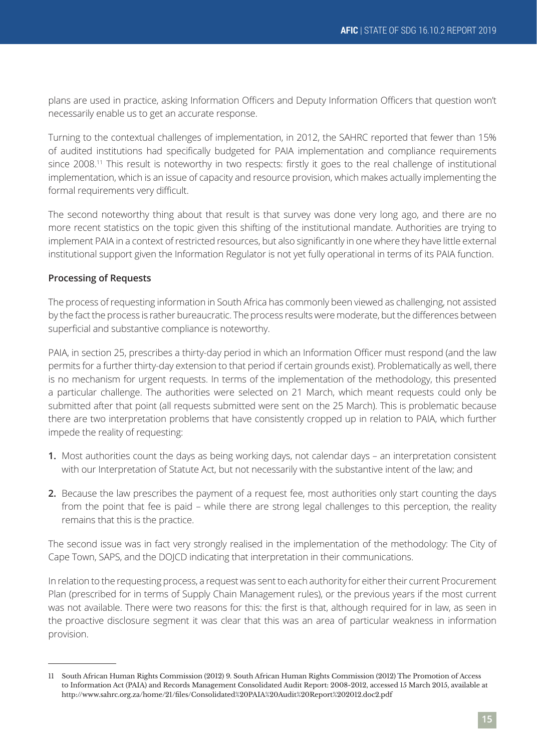plans are used in practice, asking Information Officers and Deputy Information Officers that question won't necessarily enable us to get an accurate response.

Turning to the contextual challenges of implementation, in 2012, the SAHRC reported that fewer than 15% of audited institutions had specifically budgeted for PAIA implementation and compliance requirements since 2008.[11] This result is noteworthy in two respects: firstly it goes to the real challenge of institutional implementation, which is an issue of capacity and resource provision, which makes actually implementing the formal requirements very difficult.

The second noteworthy thing about that result is that survey was done very long ago, and there are no more recent statistics on the topic given this shifting of the institutional mandate. Authorities are trying to implement PAIA in a context of restricted resources, but also significantly in one where they have little external institutional support given the Information Regulator is not yet fully operational in terms of its PAIA function.

**Processing of Requests**

The process of requesting information in South Africa has commonly been viewed as challenging, not assisted by the fact the process is rather bureaucratic. The process results were moderate, but the differences between superficial and substantive compliance is noteworthy.

PAIA, in section 25, prescribes a thirty-day period in which an Information Officer must respond (and the law permits for a further thirty-day extension to that period if certain grounds exist). Problematically as well, there is no mechanism for urgent requests. In terms of the implementation of the methodology, this presented a particular challenge. The authorities were selected on 21 March, which meant requests could only be submitted after that point (all requests submitted were sent on the 25 March). This is problematic because there are two interpretation problems that have consistently cropped up in relation to PAIA, which further impede the reality of requesting:

1. Most authorities count the days as being working days, not calendar days – an interpretation consistent with our Interpretation of Statute Act, but not necessarily with the substantive intent of the law; and
2. Because the law prescribes the payment of a request fee, most authorities only start counting the days from the point that fee is paid – while there are strong legal challenges to this perception, the reality remains that this is the practice.

The second issue was in fact very strongly realised in the implementation of the methodology: The City of Cape Town, SAPS, and the DOJCD indicating that interpretation in their communications.

In relation to the requesting process, a request was sent to each authority for either their current Procurement Plan (prescribed for in terms of Supply Chain Management rules), or the previous years if the most current was not available. There were two reasons for this: the first is that, although required for in law, as seen in the proactive disclosure segment it was clear that this was an area of particular weakness in information provision.

---

11 South African Human Rights Commission (2012) 9. South African Human Rights Commission (2012) The Promotion of Access to Information Act (PAIA) and Records Management Consolidated Audit Report: 2008-2012, accessed 15 March 2015, available at http://www.sahrc.org.za/home/21/files/Consolidated%20PAIA%20Audit%20Report%202012.doc2.pdf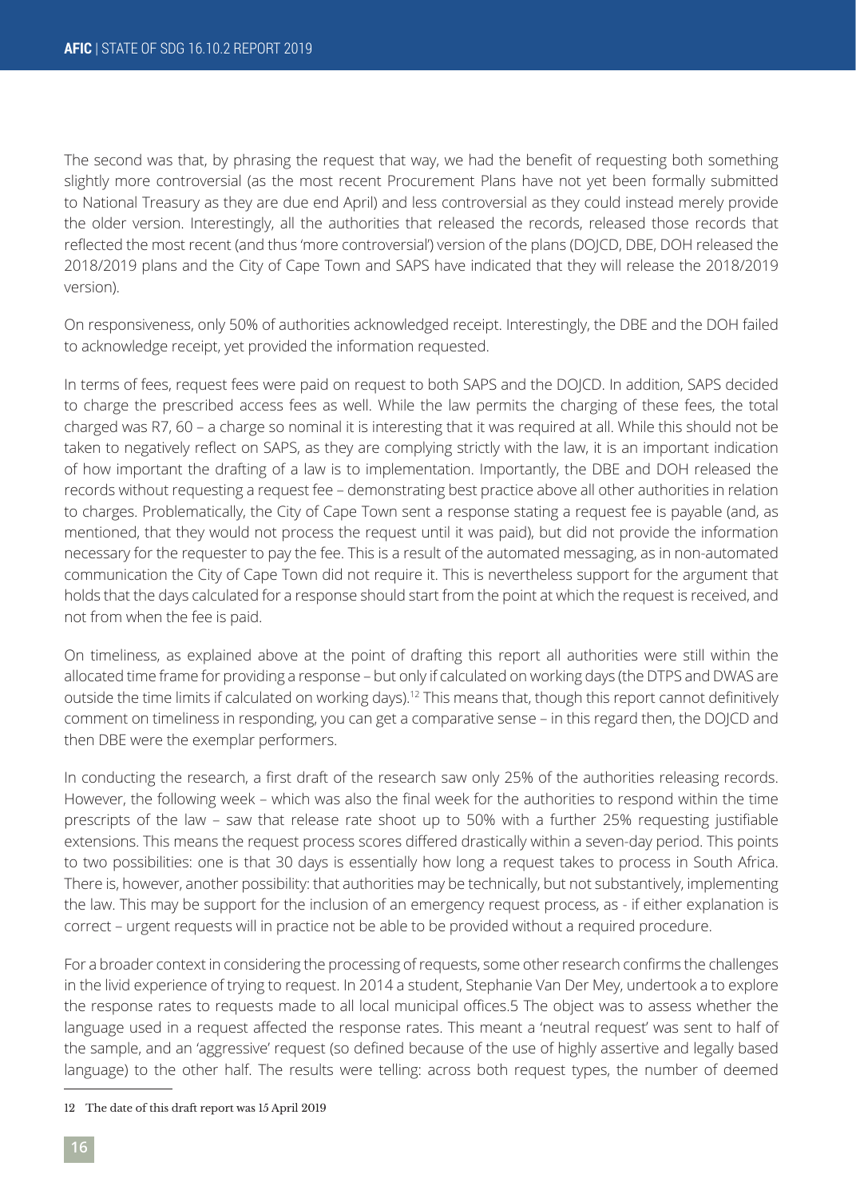The second was that, by phrasing the request that way, we had the benefit of requesting both something slightly more controversial (as the most recent Procurement Plans have not yet been formally submitted to National Treasury as they are due end April) and less controversial as they could instead merely provide the older version. Interestingly, all the authorities that released the records, released those records that reflected the most recent (and thus 'more controversial') version of the plans (DOJCD, DBE, DOH released the 2018/2019 plans and the City of Cape Town and SAPS have indicated that they will release the 2018/2019 version).

On responsiveness, only 50% of authorities acknowledged receipt. Interestingly, the DBE and the DOH failed to acknowledge receipt, yet provided the information requested.

In terms of fees, request fees were paid on request to both SAPS and the DOJCD. In addition, SAPS decided to charge the prescribed access fees as well. While the law permits the charging of these fees, the total charged was R7, 60 – a charge so nominal it is interesting that it was required at all. While this should not be taken to negatively reflect on SAPS, as they are complying strictly with the law, it is an important indication of how important the drafting of a law is to implementation. Importantly, the DBE and DOH released the records without requesting a request fee – demonstrating best practice above all other authorities in relation to charges. Problematically, the City of Cape Town sent a response stating a request fee is payable (and, as mentioned, that they would not process the request until it was paid), but did not provide the information necessary for the requester to pay the fee. This is a result of the automated messaging, as in non-automated communication the City of Cape Town did not require it. This is nevertheless support for the argument that holds that the days calculated for a response should start from the point at which the request is received, and not from when the fee is paid.

On timeliness, as explained above at the point of drafting this report all authorities were still within the allocated time frame for providing a response – but only if calculated on working days (the DTPS and DWAS are outside the time limits if calculated on working days).[12] This means that, though this report cannot definitively comment on timeliness in responding, you can get a comparative sense – in this regard then, the DOJCD and then DBE were the exemplar performers.

In conducting the research, a first draft of the research saw only 25% of the authorities releasing records. However, the following week – which was also the final week for the authorities to respond within the time prescripts of the law – saw that release rate shoot up to 50% with a further 25% requesting justifiable extensions. This means the request process scores differed drastically within a seven-day period. This points to two possibilities: one is that 30 days is essentially how long a request takes to process in South Africa. There is, however, another possibility: that authorities may be technically, but not substantively, implementing the law. This may be support for the inclusion of an emergency request process, as - if either explanation is correct – urgent requests will in practice not be able to be provided without a required procedure.

For a broader context in considering the processing of requests, some other research confirms the challenges in the livid experience of trying to request. In 2014 a student, Stephanie Van Der Mey, undertook a to explore the response rates to requests made to all local municipal offices.5 The object was to assess whether the language used in a request affected the response rates. This meant a 'neutral request' was sent to half of the sample, and an 'aggressive' request (so defined because of the use of highly assertive and legally based language) to the other half. The results were telling: across both request types, the number of deemed

12 The date of this draft report was 15 April 2019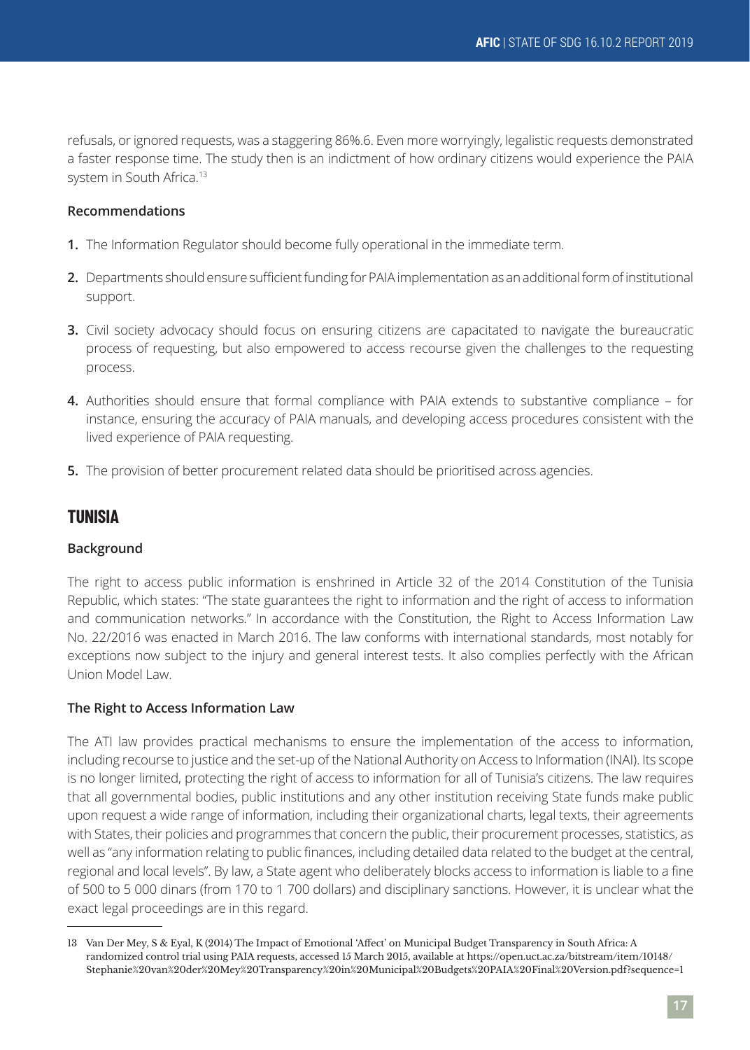refusals, or ignored requests, was a staggering 86%.6. Even more worryingly, legalistic requests demonstrated a faster response time. The study then is an indictment of how ordinary citizens would experience the PAIA system in South Africa.[13]

### Recommendations

1. The Information Regulator should become fully operational in the immediate term.
2. Departments should ensure sufficient funding for PAIA implementation as an additional form of institutional support.
3. Civil society advocacy should focus on ensuring citizens are capacitated to navigate the bureaucratic process of requesting, but also empowered to access recourse given the challenges to the requesting process.
4. Authorities should ensure that formal compliance with PAIA extends to substantive compliance – for instance, ensuring the accuracy of PAIA manuals, and developing access procedures consistent with the lived experience of PAIA requesting.
5. The provision of better procurement related data should be prioritised across agencies.

## TUNISIA

### Background

The right to access public information is enshrined in Article 32 of the 2014 Constitution of the Tunisia Republic, which states: "The state guarantees the right to information and the right of access to information and communication networks." In accordance with the Constitution, the Right to Access Information Law No. 22/2016 was enacted in March 2016. The law conforms with international standards, most notably for exceptions now subject to the injury and general interest tests. It also complies perfectly with the African Union Model Law.

### The Right to Access Information Law

The ATI law provides practical mechanisms to ensure the implementation of the access to information, including recourse to justice and the set-up of the National Authority on Access to Information (INAI). Its scope is no longer limited, protecting the right of access to information for all of Tunisia's citizens. The law requires that all governmental bodies, public institutions and any other institution receiving State funds make public upon request a wide range of information, including their organizational charts, legal texts, their agreements with States, their policies and programmes that concern the public, their procurement processes, statistics, as well as "any information relating to public finances, including detailed data related to the budget at the central, regional and local levels". By law, a State agent who deliberately blocks access to information is liable to a fine of 500 to 5 000 dinars (from 170 to 1 700 dollars) and disciplinary sanctions. However, it is unclear what the exact legal proceedings are in this regard.

---

13 Van Der Mey, S & Eyal, K (2014) The Impact of Emotional 'Affect' on Municipal Budget Transparency in South Africa: A randomized control trial using PAIA requests, accessed 15 March 2015, available at https://open.uct.ac.za/bitstream/item/10148/Stephanie%20van%20der%20Mey%20Transparency%20in%20Municipal%20Budgets%20PAIA%20Final%20Version.pdf?sequence=1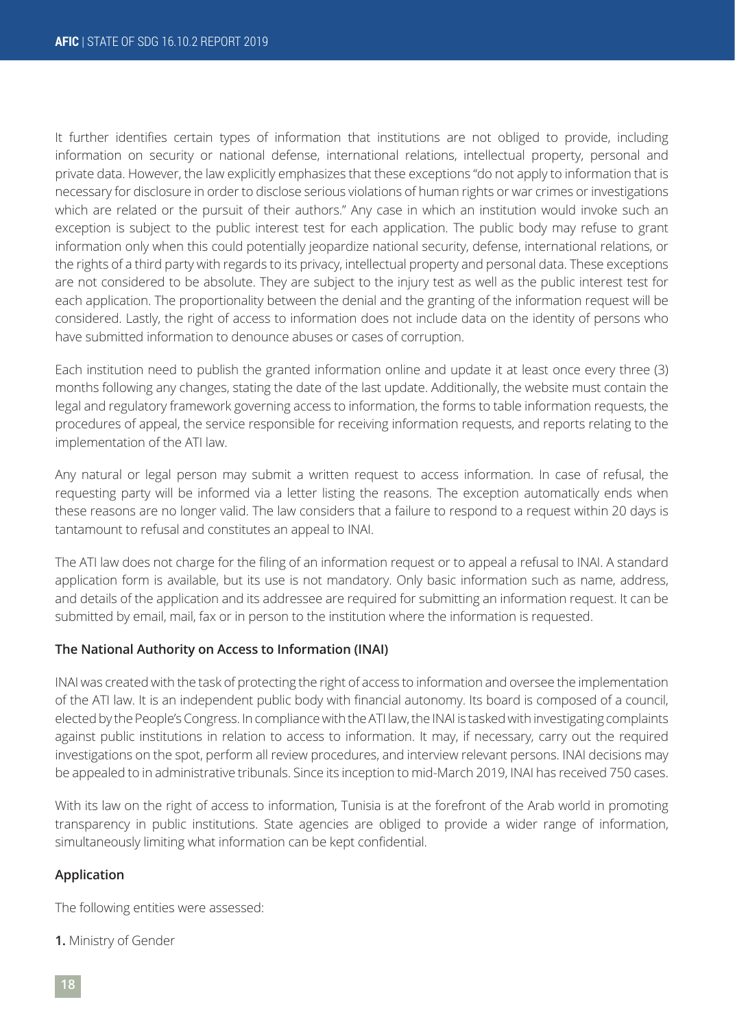It further identifies certain types of information that institutions are not obliged to provide, including information on security or national defense, international relations, intellectual property, personal and private data. However, the law explicitly emphasizes that these exceptions "do not apply to information that is necessary for disclosure in order to disclose serious violations of human rights or war crimes or investigations which are related or the pursuit of their authors." Any case in which an institution would invoke such an exception is subject to the public interest test for each application. The public body may refuse to grant information only when this could potentially jeopardize national security, defense, international relations, or the rights of a third party with regards to its privacy, intellectual property and personal data. These exceptions are not considered to be absolute. They are subject to the injury test as well as the public interest test for each application. The proportionality between the denial and the granting of the information request will be considered. Lastly, the right of access to information does not include data on the identity of persons who have submitted information to denounce abuses or cases of corruption.

Each institution need to publish the granted information online and update it at least once every three (3) months following any changes, stating the date of the last update. Additionally, the website must contain the legal and regulatory framework governing access to information, the forms to table information requests, the procedures of appeal, the service responsible for receiving information requests, and reports relating to the implementation of the ATI law.

Any natural or legal person may submit a written request to access information. In case of refusal, the requesting party will be informed via a letter listing the reasons. The exception automatically ends when these reasons are no longer valid. The law considers that a failure to respond to a request within 20 days is tantamount to refusal and constitutes an appeal to INAI.

The ATI law does not charge for the filing of an information request or to appeal a refusal to INAI. A standard application form is available, but its use is not mandatory. Only basic information such as name, address, and details of the application and its addressee are required for submitting an information request. It can be submitted by email, mail, fax or in person to the institution where the information is requested.

**The National Authority on Access to Information (INAI)**

INAI was created with the task of protecting the right of access to information and oversee the implementation of the ATI law. It is an independent public body with financial autonomy. Its board is composed of a council, elected by the People's Congress. In compliance with the ATI law, the INAI is tasked with investigating complaints against public institutions in relation to access to information. It may, if necessary, carry out the required investigations on the spot, perform all review procedures, and interview relevant persons. INAI decisions may be appealed to in administrative tribunals. Since its inception to mid-March 2019, INAI has received 750 cases.

With its law on the right of access to information, Tunisia is at the forefront of the Arab world in promoting transparency in public institutions. State agencies are obliged to provide a wider range of information, simultaneously limiting what information can be kept confidential.

**Application**

The following entities were assessed:

**1.** Ministry of Gender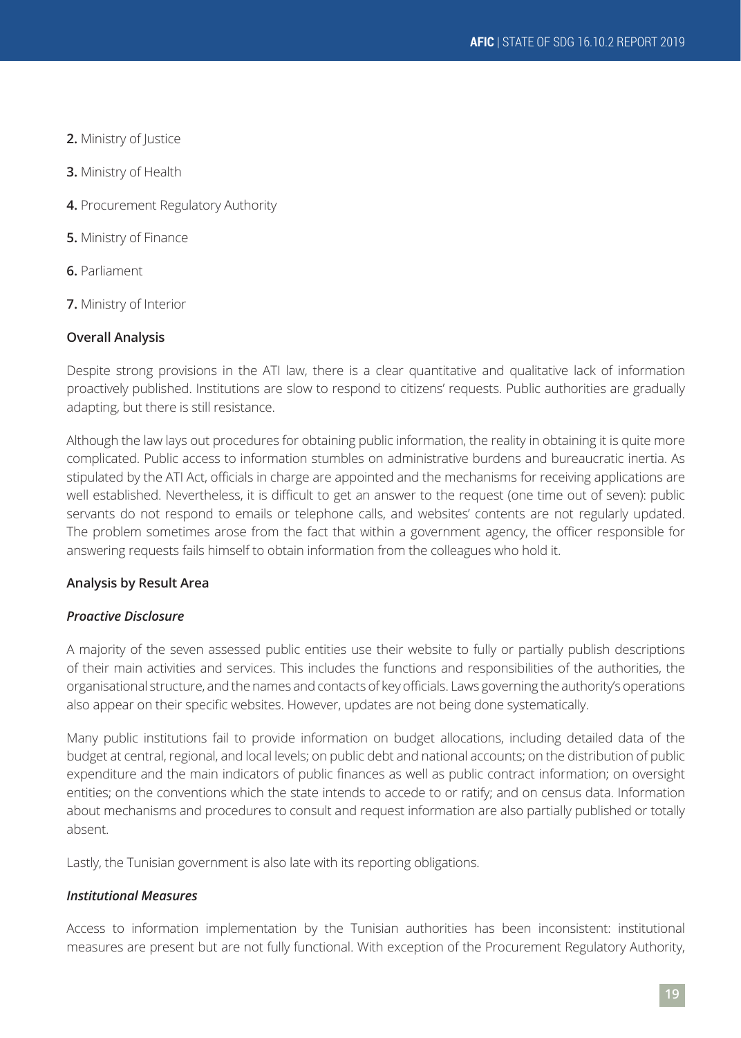2. Ministry of Justice

3. Ministry of Health

4. Procurement Regulatory Authority

5. Ministry of Finance

6. Parliament

7. Ministry of Interior

**Overall Analysis**

Despite strong provisions in the ATI law, there is a clear quantitative and qualitative lack of information proactively published. Institutions are slow to respond to citizens' requests. Public authorities are gradually adapting, but there is still resistance.

Although the law lays out procedures for obtaining public information, the reality in obtaining it is quite more complicated. Public access to information stumbles on administrative burdens and bureaucratic inertia. As stipulated by the ATI Act, officials in charge are appointed and the mechanisms for receiving applications are well established. Nevertheless, it is difficult to get an answer to the request (one time out of seven): public servants do not respond to emails or telephone calls, and websites' contents are not regularly updated. The problem sometimes arose from the fact that within a government agency, the officer responsible for answering requests fails himself to obtain information from the colleagues who hold it.

**Analysis by Result Area**

***Proactive Disclosure***

A majority of the seven assessed public entities use their website to fully or partially publish descriptions of their main activities and services. This includes the functions and responsibilities of the authorities, the organisational structure, and the names and contacts of key officials. Laws governing the authority's operations also appear on their specific websites. However, updates are not being done systematically.

Many public institutions fail to provide information on budget allocations, including detailed data of the budget at central, regional, and local levels; on public debt and national accounts; on the distribution of public expenditure and the main indicators of public finances as well as public contract information; on oversight entities; on the conventions which the state intends to accede to or ratify; and on census data. Information about mechanisms and procedures to consult and request information are also partially published or totally absent.

Lastly, the Tunisian government is also late with its reporting obligations.

***Institutional Measures***

Access to information implementation by the Tunisian authorities has been inconsistent: institutional measures are present but are not fully functional. With exception of the Procurement Regulatory Authority,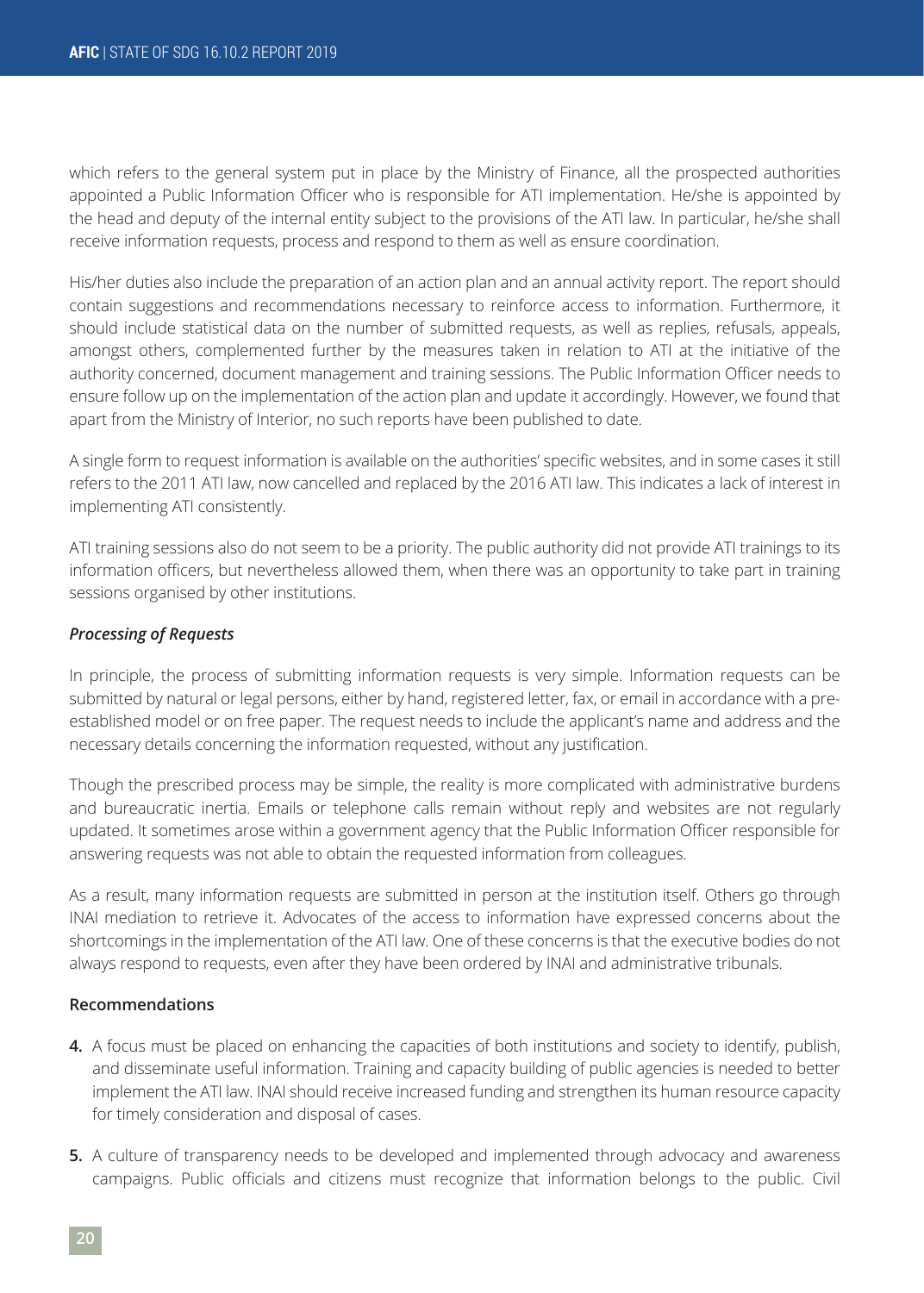which refers to the general system put in place by the Ministry of Finance, all the prospected authorities appointed a Public Information Officer who is responsible for ATI implementation. He/she is appointed by the head and deputy of the internal entity subject to the provisions of the ATI law. In particular, he/she shall receive information requests, process and respond to them as well as ensure coordination.

His/her duties also include the preparation of an action plan and an annual activity report. The report should contain suggestions and recommendations necessary to reinforce access to information. Furthermore, it should include statistical data on the number of submitted requests, as well as replies, refusals, appeals, amongst others, complemented further by the measures taken in relation to ATI at the initiative of the authority concerned, document management and training sessions. The Public Information Officer needs to ensure follow up on the implementation of the action plan and update it accordingly. However, we found that apart from the Ministry of Interior, no such reports have been published to date.

A single form to request information is available on the authorities' specific websites, and in some cases it still refers to the 2011 ATI law, now cancelled and replaced by the 2016 ATI law. This indicates a lack of interest in implementing ATI consistently.

ATI training sessions also do not seem to be a priority. The public authority did not provide ATI trainings to its information officers, but nevertheless allowed them, when there was an opportunity to take part in training sessions organised by other institutions.

***Processing of Requests***

In principle, the process of submitting information requests is very simple. Information requests can be submitted by natural or legal persons, either by hand, registered letter, fax, or email in accordance with a pre-established model or on free paper. The request needs to include the applicant's name and address and the necessary details concerning the information requested, without any justification.

Though the prescribed process may be simple, the reality is more complicated with administrative burdens and bureaucratic inertia. Emails or telephone calls remain without reply and websites are not regularly updated. It sometimes arose within a government agency that the Public Information Officer responsible for answering requests was not able to obtain the requested information from colleagues.

As a result, many information requests are submitted in person at the institution itself. Others go through INAI mediation to retrieve it. Advocates of the access to information have expressed concerns about the shortcomings in the implementation of the ATI law. One of these concerns is that the executive bodies do not always respond to requests, even after they have been ordered by INAI and administrative tribunals.

**Recommendations**

4. A focus must be placed on enhancing the capacities of both institutions and society to identify, publish, and disseminate useful information. Training and capacity building of public agencies is needed to better implement the ATI law. INAI should receive increased funding and strengthen its human resource capacity for timely consideration and disposal of cases.

5. A culture of transparency needs to be developed and implemented through advocacy and awareness campaigns. Public officials and citizens must recognize that information belongs to the public. Civil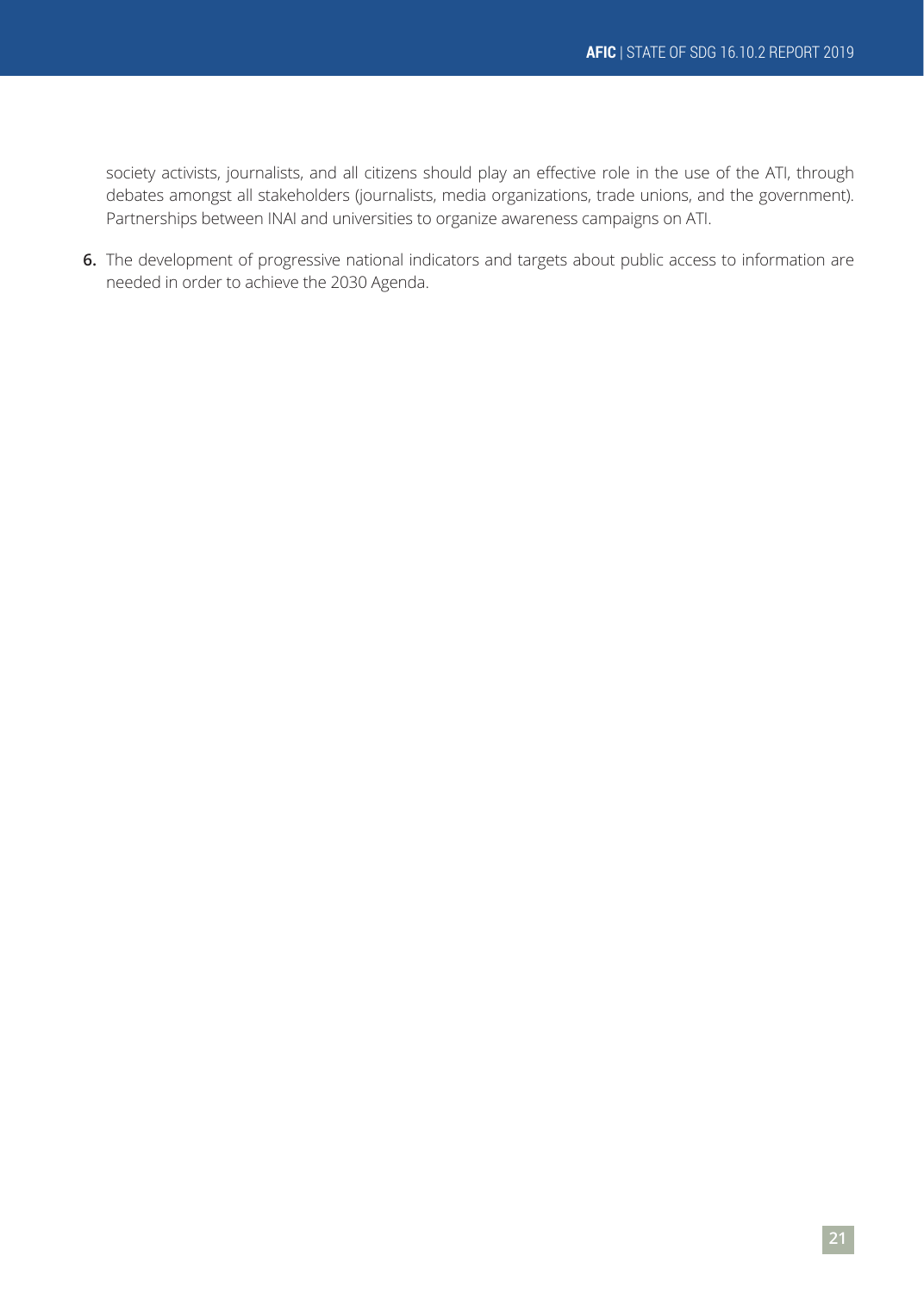society activists, journalists, and all citizens should play an effective role in the use of the ATI, through debates amongst all stakeholders (journalists, media organizations, trade unions, and the government). Partnerships between INAI and universities to organize awareness campaigns on ATI.

6. The development of progressive national indicators and targets about public access to information are needed in order to achieve the 2030 Agenda.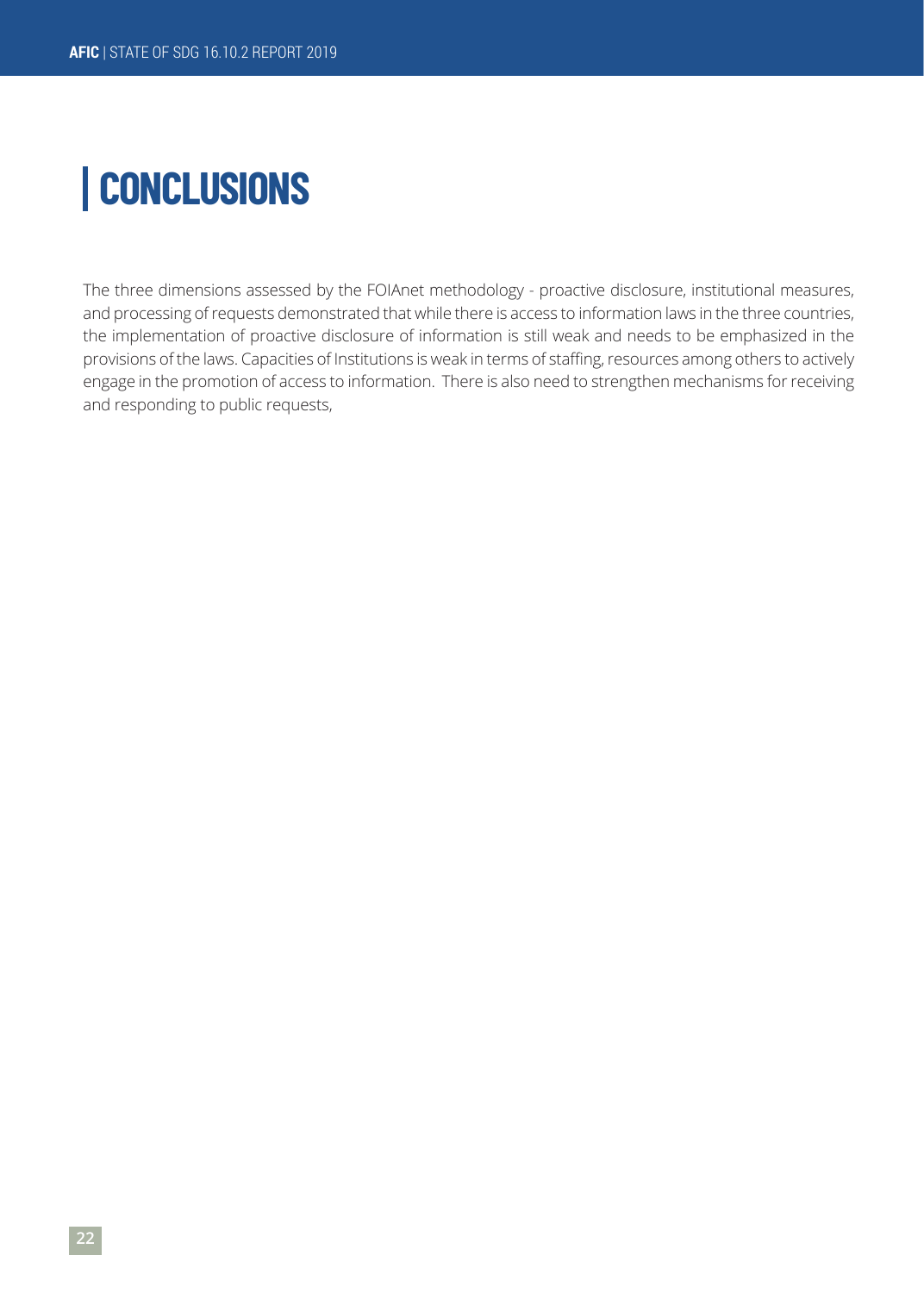# CONCLUSIONS

The three dimensions assessed by the FOIAnet methodology - proactive disclosure, institutional measures, and processing of requests demonstrated that while there is access to information laws in the three countries, the implementation of proactive disclosure of information is still weak and needs to be emphasized in the provisions of the laws. Capacities of Institutions is weak in terms of staffing, resources among others to actively engage in the promotion of access to information. There is also need to strengthen mechanisms for receiving and responding to public requests,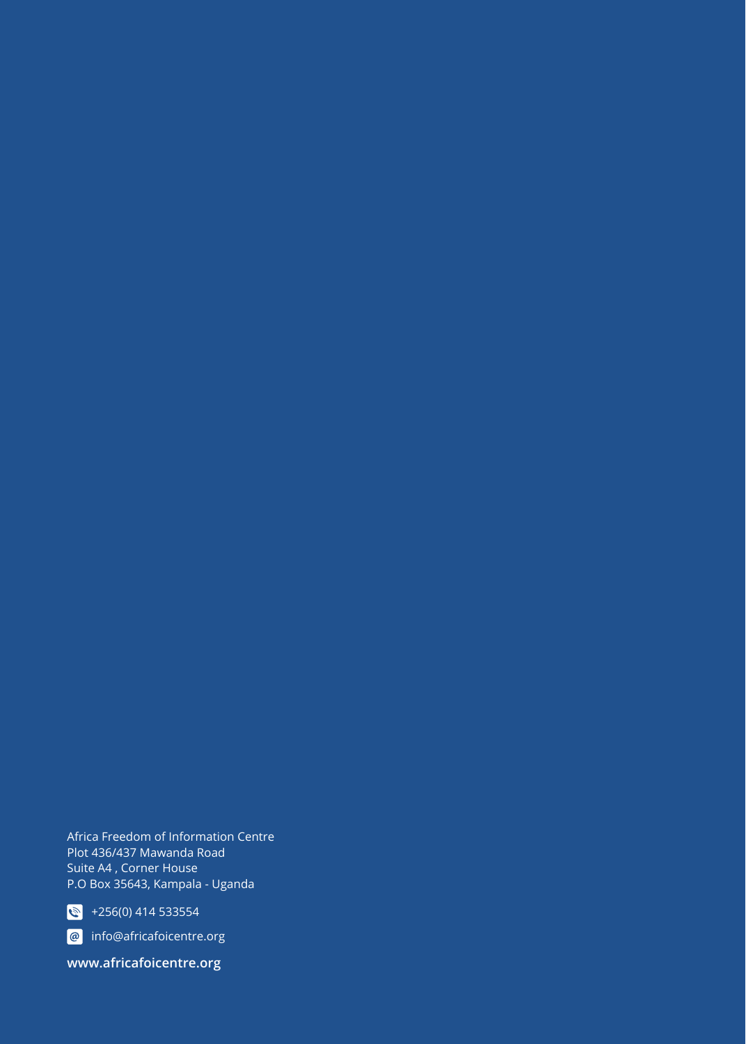Africa Freedom of Information Centre
Plot 436/437 Mawanda Road
Suite A4 , Corner House
P.O Box 35643, Kampala - Uganda

+256(0) 414 533554

info@africafoicentre.org

**www.africafoicentre.org**